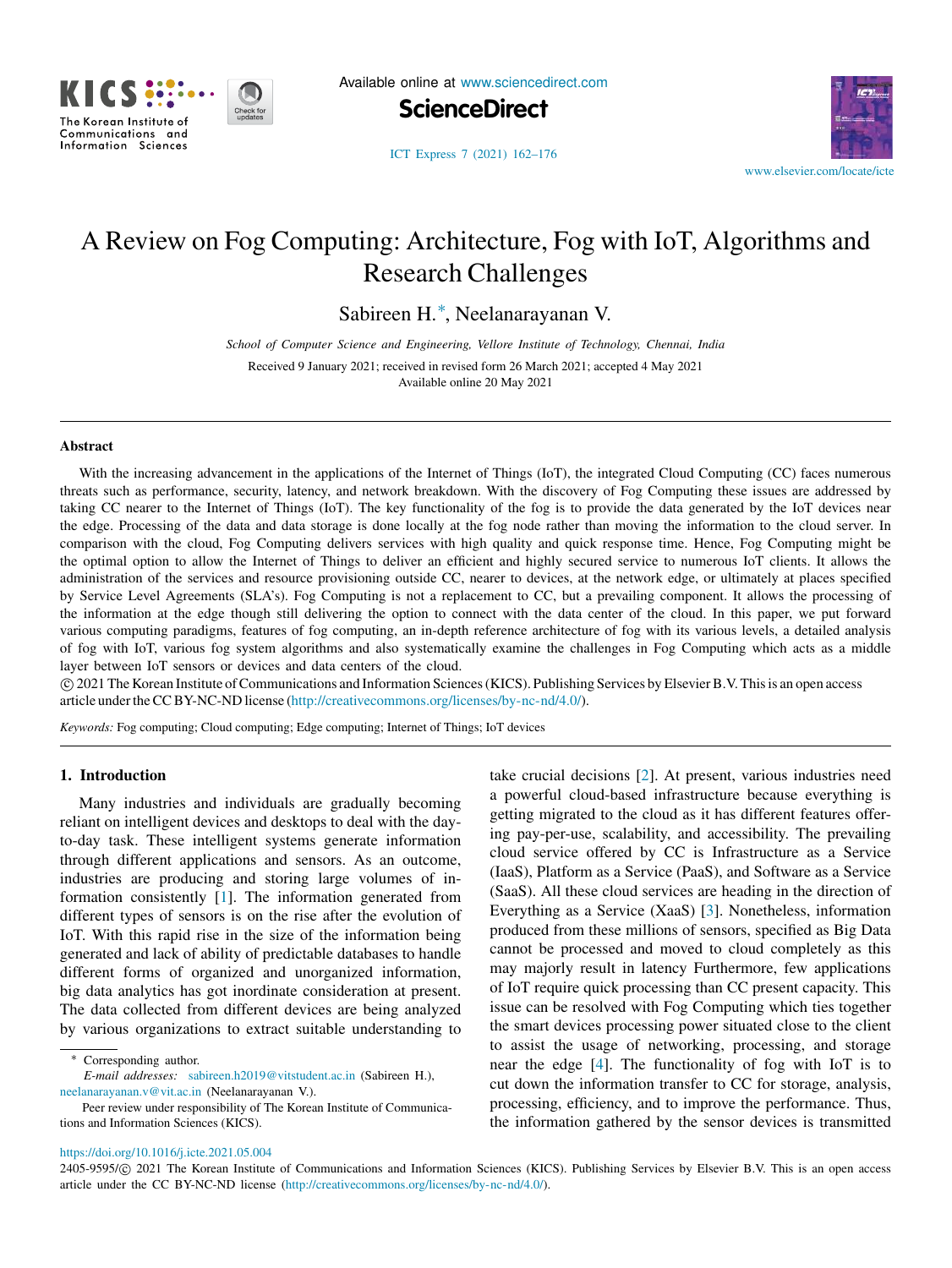# A Review on Fog Computing: Architecture, Fog with IoT, Algorithms and Research Challenges

Sabireen H.*, Neelanarayanan V.

*School of Computer Science and Engineering, Vellore Institute of Technology, Chennai, India*

Received 9 January 2021; received in revised form 26 March 2021; accepted 4 May 2021
Available online 20 May 2021

## Abstract

With the increasing advancement in the applications of the Internet of Things (IoT), the integrated Cloud Computing (CC) faces numerous threats such as performance, security, latency, and network breakdown. With the discovery of Fog Computing these issues are addressed by taking CC nearer to the Internet of Things (IoT). The key functionality of the fog is to provide the data generated by the IoT devices near the edge. Processing of the data and data storage is done locally at the fog node rather than moving the information to the cloud server. In comparison with the cloud, Fog Computing delivers services with high quality and quick response time. Hence, Fog Computing might be the optimal option to allow the Internet of Things to deliver an efficient and highly secured service to numerous IoT clients. It allows the administration of the services and resource provisioning outside CC, nearer to devices, at the network edge, or ultimately at places specified by Service Level Agreements (SLA's). Fog Computing is not a replacement to CC, but a prevailing component. It allows the processing of the information at the edge though still delivering the option to connect with the data center of the cloud. In this paper, we put forward various computing paradigms, features of fog computing, an in-depth reference architecture of fog with its various levels, a detailed analysis of fog with IoT, various fog system algorithms and also systematically examine the challenges in Fog Computing which acts as a middle layer between IoT sensors or devices and data centers of the cloud.

© 2021 The Korean Institute of Communications and Information Sciences (KICS). Publishing Services by Elsevier B.V. This is an open access article under the CC BY-NC-ND license (http://creativecommons.org/licenses/by-nc-nd/4.0/).

*Keywords:* Fog computing; Cloud computing; Edge computing; Internet of Things; IoT devices

## 1. Introduction

Many industries and individuals are gradually becoming reliant on intelligent devices and desktops to deal with the day-to-day task. These intelligent systems generate information through different applications and sensors. As an outcome, industries are producing and storing large volumes of information consistently [1]. The information generated from different types of sensors is on the rise after the evolution of IoT. With this rapid rise in the size of the information being generated and lack of ability of predictable databases to handle different forms of organized and unorganized information, big data analytics has got inordinate consideration at present. The data collected from different devices are being analyzed by various organizations to extract suitable understanding to take crucial decisions [2]. At present, various industries need a powerful cloud-based infrastructure because everything is getting migrated to the cloud as it has different features offering pay-per-use, scalability, and accessibility. The prevailing cloud service offered by CC is Infrastructure as a Service (IaaS), Platform as a Service (PaaS), and Software as a Service (SaaS). All these cloud services are heading in the direction of Everything as a Service (XaaS) [3]. Nonetheless, information produced from these millions of sensors, specified as Big Data cannot be processed and moved to cloud completely as this may majorly result in latency Furthermore, few applications of IoT require quick processing than CC present capacity. This issue can be resolved with Fog Computing which ties together the smart devices processing power situated close to the client to assist the usage of networking, processing, and storage near the edge [4]. The functionality of fog with IoT is to cut down the information transfer to CC for storage, analysis, processing, efficiency, and to improve the performance. Thus, the information gathered by the sensor devices is transmitted

---

* Corresponding author.
*E-mail addresses:* sabireen.h2019@vitstudent.ac.in (Sabireen H.), neelanarayanan.v@vit.ac.in (Neelanarayanan V.).

Peer review under responsibility of The Korean Institute of Communications and Information Sciences (KICS).

https://doi.org/10.1016/j.icte.2021.05.004

2405-9595/© 2021 The Korean Institute of Communications and Information Sciences (KICS). Publishing Services by Elsevier B.V. This is an open access article under the CC BY-NC-ND license (http://creativecommons.org/licenses/by-nc-nd/4.0/).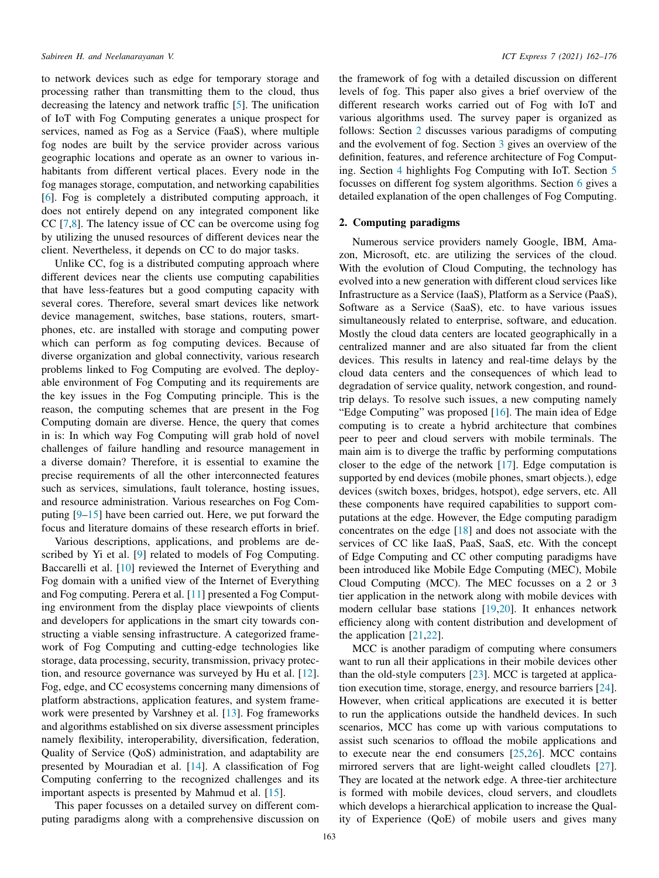to network devices such as edge for temporary storage and processing rather than transmitting them to the cloud, thus decreasing the latency and network traffic [5]. The unification of IoT with Fog Computing generates a unique prospect for services, named as Fog as a Service (FaaS), where multiple fog nodes are built by the service provider across various geographic locations and operate as an owner to various inhabitants from different vertical places. Every node in the fog manages storage, computation, and networking capabilities [6]. Fog is completely a distributed computing approach, it does not entirely depend on any integrated component like CC [7,8]. The latency issue of CC can be overcome using fog by utilizing the unused resources of different devices near the client. Nevertheless, it depends on CC to do major tasks.

Unlike CC, fog is a distributed computing approach where different devices near the clients use computing capabilities that have less-features but a good computing capacity with several cores. Therefore, several smart devices like network device management, switches, base stations, routers, smartphones, etc. are installed with storage and computing power which can perform as fog computing devices. Because of diverse organization and global connectivity, various research problems linked to Fog Computing are evolved. The deployable environment of Fog Computing and its requirements are the key issues in the Fog Computing principle. This is the reason, the computing schemes that are present in the Fog Computing domain are diverse. Hence, the query that comes in is: In which way Fog Computing will grab hold of novel challenges of failure handling and resource management in a diverse domain? Therefore, it is essential to examine the precise requirements of all the other interconnected features such as services, simulations, fault tolerance, hosting issues, and resource administration. Various researches on Fog Computing [9–15] have been carried out. Here, we put forward the focus and literature domains of these research efforts in brief.

Various descriptions, applications, and problems are described by Yi et al. [9] related to models of Fog Computing. Baccarelli et al. [10] reviewed the Internet of Everything and Fog domain with a unified view of the Internet of Everything and Fog computing. Perera et al. [11] presented a Fog Computing environment from the display place viewpoints of clients and developers for applications in the smart city towards constructing a viable sensing infrastructure. A categorized framework of Fog Computing and cutting-edge technologies like storage, data processing, security, transmission, privacy protection, and resource governance was surveyed by Hu et al. [12]. Fog, edge, and CC ecosystems concerning many dimensions of platform abstractions, application features, and system framework were presented by Varshney et al. [13]. Fog frameworks and algorithms established on six diverse assessment principles namely flexibility, interoperability, diversification, federation, Quality of Service (QoS) administration, and adaptability are presented by Mouradian et al. [14]. A classification of Fog Computing conferring to the recognized challenges and its important aspects is presented by Mahmud et al. [15].

This paper focusses on a detailed survey on different computing paradigms along with a comprehensive discussion on the framework of fog with a detailed discussion on different levels of fog. This paper also gives a brief overview of the different research works carried out of Fog with IoT and various algorithms used. The survey paper is organized as follows: Section 2 discusses various paradigms of computing and the evolvement of fog. Section 3 gives an overview of the definition, features, and reference architecture of Fog Computing. Section 4 highlights Fog Computing with IoT. Section 5 focusses on different fog system algorithms. Section 6 gives a detailed explanation of the open challenges of Fog Computing.

## 2. Computing paradigms

Numerous service providers namely Google, IBM, Amazon, Microsoft, etc. are utilizing the services of the cloud. With the evolution of Cloud Computing, the technology has evolved into a new generation with different cloud services like Infrastructure as a Service (IaaS), Platform as a Service (PaaS), Software as a Service (SaaS), etc. to have various issues simultaneously related to enterprise, software, and education. Mostly the cloud data centers are located geographically in a centralized manner and are also situated far from the client devices. This results in latency and real-time delays by the cloud data centers and the consequences of which lead to degradation of service quality, network congestion, and round-trip delays. To resolve such issues, a new computing namely "Edge Computing" was proposed [16]. The main idea of Edge computing is to create a hybrid architecture that combines peer to peer and cloud servers with mobile terminals. The main aim is to diverge the traffic by performing computations closer to the edge of the network [17]. Edge computation is supported by end devices (mobile phones, smart objects.), edge devices (switch boxes, bridges, hotspot), edge servers, etc. All these components have required capabilities to support computations at the edge. However, the Edge computing paradigm concentrates on the edge [18] and does not associate with the services of CC like IaaS, PaaS, SaaS, etc. With the concept of Edge Computing and CC other computing paradigms have been introduced like Mobile Edge Computing (MEC), Mobile Cloud Computing (MCC). The MEC focusses on a 2 or 3 tier application in the network along with mobile devices with modern cellular base stations [19,20]. It enhances network efficiency along with content distribution and development of the application [21,22].

MCC is another paradigm of computing where consumers want to run all their applications in their mobile devices other than the old-style computers [23]. MCC is targeted at application execution time, storage, energy, and resource barriers [24]. However, when critical applications are executed it is better to run the applications outside the handheld devices. In such scenarios, MCC has come up with various computations to assist such scenarios to offload the mobile applications and to execute near the end consumers [25,26]. MCC contains mirrored servers that are light-weight called cloudlets [27]. They are located at the network edge. A three-tier architecture is formed with mobile devices, cloud servers, and cloudlets which develops a hierarchical application to increase the Quality of Experience (QoE) of mobile users and gives many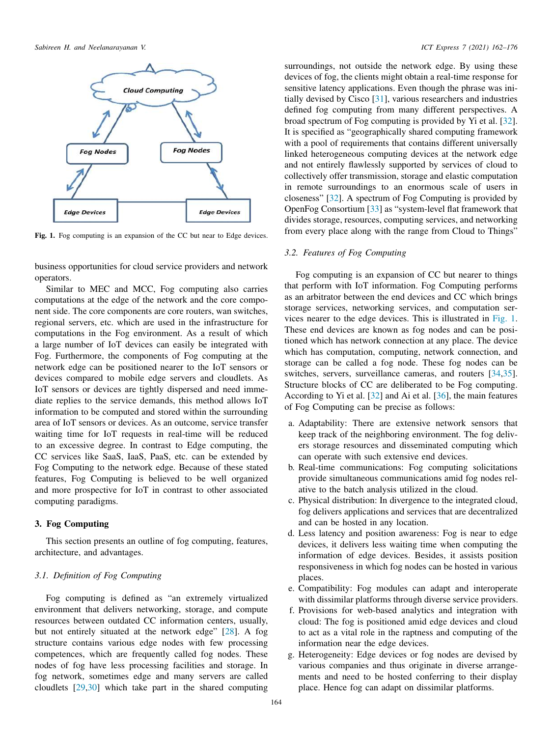Fig. 1. Fog computing is an expansion of the CC but near to Edge devices.

business opportunities for cloud service providers and network operators.

Similar to MEC and MCC, Fog computing also carries computations at the edge of the network and the core component side. The core components are core routers, wan switches, regional servers, etc. which are used in the infrastructure for computations in the Fog environment. As a result of which a large number of IoT devices can easily be integrated with Fog. Furthermore, the components of Fog computing at the network edge can be positioned nearer to the IoT sensors or devices compared to mobile edge servers and cloudlets. As IoT sensors or devices are tightly dispersed and need immediate replies to the service demands, this method allows IoT information to be computed and stored within the surrounding area of IoT sensors or devices. As an outcome, service transfer waiting time for IoT requests in real-time will be reduced to an excessive degree. In contrast to Edge computing, the CC services like SaaS, IaaS, PaaS, etc. can be extended by Fog Computing to the network edge. Because of these stated features, Fog Computing is believed to be well organized and more prospective for IoT in contrast to other associated computing paradigms.

## 3. Fog Computing

This section presents an outline of fog computing, features, architecture, and advantages.

### 3.1. Definition of Fog Computing

Fog computing is defined as "an extremely virtualized environment that delivers networking, storage, and compute resources between outdated CC information centers, usually, but not entirely situated at the network edge" [28]. A fog structure contains various edge nodes with few processing competences, which are frequently called fog nodes. These nodes of fog have less processing facilities and storage. In fog network, sometimes edge and many servers are called cloudlets [29,30] which take part in the shared computing surroundings, not outside the network edge. By using these devices of fog, the clients might obtain a real-time response for sensitive latency applications. Even though the phrase was initially devised by Cisco [31], various researchers and industries defined fog computing from many different perspectives. A broad spectrum of Fog computing is provided by Yi et al. [32]. It is specified as "geographically shared computing framework with a pool of requirements that contains different universally linked heterogeneous computing devices at the network edge and not entirely flawlessly supported by services of cloud to collectively offer transmission, storage and elastic computation in remote surroundings to an enormous scale of users in closeness" [32]. A spectrum of Fog Computing is provided by OpenFog Consortium [33] as "system-level flat framework that divides storage, resources, computing services, and networking from every place along with the range from Cloud to Things"

### 3.2. Features of Fog Computing

Fog computing is an expansion of CC but nearer to things that perform with IoT information. Fog Computing performs as an arbitrator between the end devices and CC which brings storage services, networking services, and computation services nearer to the edge devices. This is illustrated in Fig. 1. These end devices are known as fog nodes and can be positioned which has network connection at any place. The device which has computation, computing, network connection, and storage can be called a fog node. These fog nodes can be switches, servers, surveillance cameras, and routers [34,35]. Structure blocks of CC are deliberated to be Fog computing. According to Yi et al. [32] and Ai et al. [36], the main features of Fog Computing can be precise as follows:

a. Adaptability: There are extensive network sensors that keep track of the neighboring environment. The fog delivers storage resources and disseminated computing which can operate with such extensive end devices.
b. Real-time communications: Fog computing solicitations provide simultaneous communications amid fog nodes relative to the batch analysis utilized in the cloud.
c. Physical distribution: In divergence to the integrated cloud, fog delivers applications and services that are decentralized and can be hosted in any location.
d. Less latency and position awareness: Fog is near to edge devices, it delivers less waiting time when computing the information of edge devices. Besides, it assists position responsiveness in which fog nodes can be hosted in various places.
e. Compatibility: Fog modules can adapt and interoperate with dissimilar platforms through diverse service providers.
f. Provisions for web-based analytics and integration with cloud: The fog is positioned amid edge devices and cloud to act as a vital role in the raptness and computing of the information near the edge devices.
g. Heterogeneity: Edge devices or fog nodes are devised by various companies and thus originate in diverse arrangements and need to be hosted conferring to their display place. Hence fog can adapt on dissimilar platforms.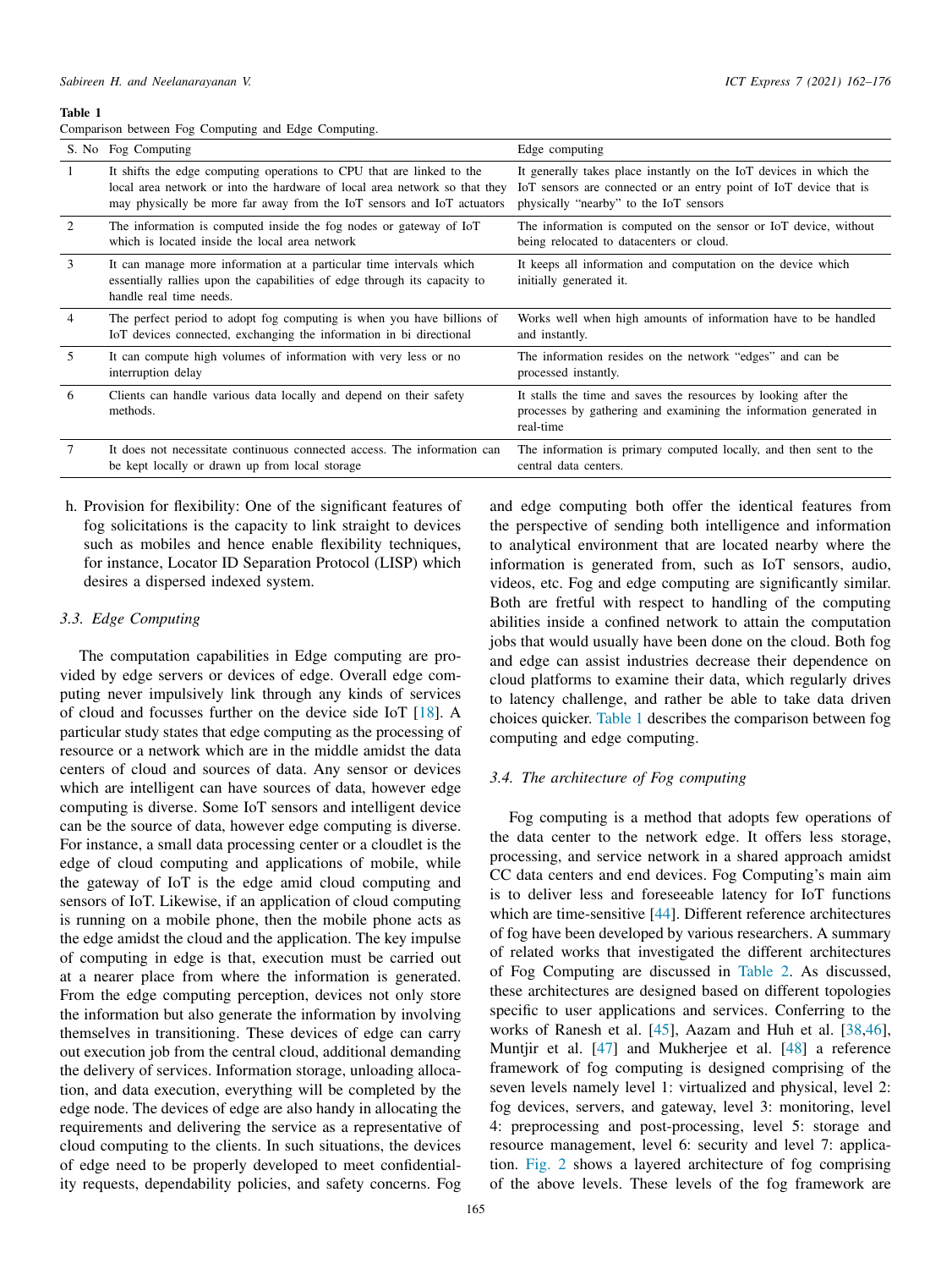**Table 1**
Comparison between Fog Computing and Edge Computing.

| S. No | Fog Computing | Edge computing |
|---|---|---|
| 1 | It shifts the edge computing operations to CPU that are linked to the local area network or into the hardware of local area network so that they may physically be more far away from the IoT sensors and IoT actuators | It generally takes place instantly on the IoT devices in which the IoT sensors are connected or an entry point of IoT device that is physically "nearby" to the IoT sensors |
| 2 | The information is computed inside the fog nodes or gateway of IoT which is located inside the local area network | The information is computed on the sensor or IoT device, without being relocated to datacenters or cloud. |
| 3 | It can manage more information at a particular time intervals which essentially rallies upon the capabilities of edge through its capacity to handle real time needs. | It keeps all information and computation on the device which initially generated it. |
| 4 | The perfect period to adopt fog computing is when you have billions of IoT devices connected, exchanging the information in bi directional | Works well when high amounts of information have to be handled and instantly. |
| 5 | It can compute high volumes of information with very less or no interruption delay | The information resides on the network "edges" and can be processed instantly. |
| 6 | Clients can handle various data locally and depend on their safety methods. | It stalls the time and saves the resources by looking after the processes by gathering and examining the information generated in real-time |
| 7 | It does not necessitate continuous connected access. The information can be kept locally or drawn up from local storage | The information is primary computed locally, and then sent to the central data centers. |

h. Provision for flexibility: One of the significant features of fog solicitations is the capacity to link straight to devices such as mobiles and hence enable flexibility techniques, for instance, Locator ID Separation Protocol (LISP) which desires a dispersed indexed system.

### 3.3. Edge Computing

The computation capabilities in Edge computing are provided by edge servers or devices of edge. Overall edge computing never impulsively link through any kinds of services of cloud and focusses further on the device side IoT [18]. A particular study states that edge computing as the processing of resource or a network which are in the middle amidst the data centers of cloud and sources of data. Any sensor or devices which are intelligent can have sources of data, however edge computing is diverse. Some IoT sensors and intelligent device can be the source of data, however edge computing is diverse. For instance, a small data processing center or a cloudlet is the edge of cloud computing and applications of mobile, while the gateway of IoT is the edge amid cloud computing and sensors of IoT. Likewise, if an application of cloud computing is running on a mobile phone, then the mobile phone acts as the edge amidst the cloud and the application. The key impulse of computing in edge is that, execution must be carried out at a nearer place from where the information is generated. From the edge computing perception, devices not only store the information but also generate the information by involving themselves in transitioning. These devices of edge can carry out execution job from the central cloud, additional demanding the delivery of services. Information storage, unloading allocation, and data execution, everything will be completed by the edge node. The devices of edge are also handy in allocating the requirements and delivering the service as a representative of cloud computing to the clients. In such situations, the devices of edge need to be properly developed to meet confidentiality requests, dependability policies, and safety concerns. Fog and edge computing both offer the identical features from the perspective of sending both intelligence and information to analytical environment that are located nearby where the information is generated from, such as IoT sensors, audio, videos, etc. Fog and edge computing are significantly similar. Both are fretful with respect to handling of the computing abilities inside a confined network to attain the computation jobs that would usually have been done on the cloud. Both fog and edge can assist industries decrease their dependence on cloud platforms to examine their data, which regularly drives to latency challenge, and rather be able to take data driven choices quicker. Table 1 describes the comparison between fog computing and edge computing.

### 3.4. The architecture of Fog computing

Fog computing is a method that adopts few operations of the data center to the network edge. It offers less storage, processing, and service network in a shared approach amidst CC data centers and end devices. Fog Computing's main aim is to deliver less and foreseeable latency for IoT functions which are time-sensitive [44]. Different reference architectures of fog have been developed by various researchers. A summary of related works that investigated the different architectures of Fog Computing are discussed in Table 2. As discussed, these architectures are designed based on different topologies specific to user applications and services. Conferring to the works of Ranesh et al. [45], Aazam and Huh et al. [38,46], Muntjir et al. [47] and Mukherjee et al. [48] a reference framework of fog computing is designed comprising of the seven levels namely level 1: virtualized and physical, level 2: fog devices, servers, and gateway, level 3: monitoring, level 4: preprocessing and post-processing, level 5: storage and resource management, level 6: security and level 7: application. Fig. 2 shows a layered architecture of fog comprising of the above levels. These levels of the fog framework are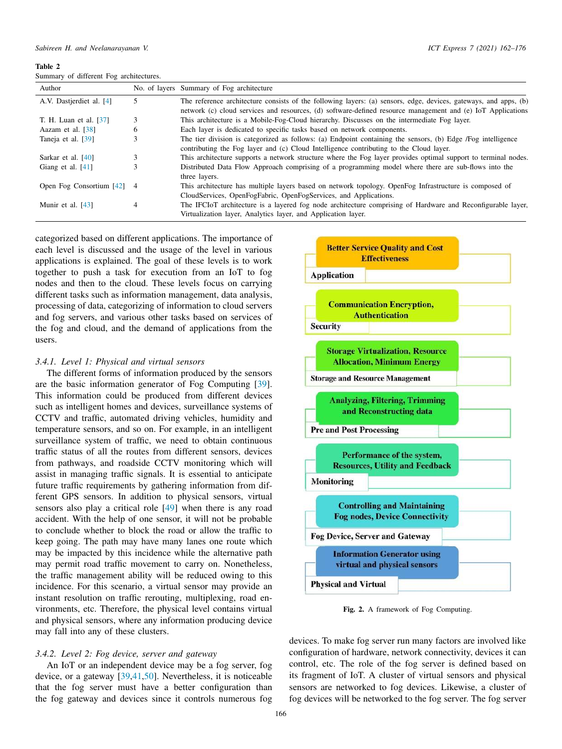**Table 2**
Summary of different Fog architectures.

| Author | No. of layers | Summary of Fog architecture |
|---|---|---|
| A.V. Dastjerdiet al. [4] | 5 | The reference architecture consists of the following layers: (a) sensors, edge, devices, gateways, and apps, (b) network (c) cloud services and resources, (d) software-defined resource management and (e) IoT Applications |
| T. H. Luan et al. [37] | 3 | This architecture is a Mobile-Fog-Cloud hierarchy. Discusses on the intermediate Fog layer. |
| Aazam et al. [38] | 6 | Each layer is dedicated to specific tasks based on network components. |
| Taneja et al. [39] | 3 | The tier division is categorized as follows: (a) Endpoint containing the sensors, (b) Edge /Fog intelligence contributing the Fog layer and (c) Cloud Intelligence contributing to the Cloud layer. |
| Sarkar et al. [40] | 3 | This architecture supports a network structure where the Fog layer provides optimal support to terminal nodes. |
| Giang et al. [41] | 3 | Distributed Data Flow Approach comprising of a programming model where there are sub-flows into the three layers. |
| Open Fog Consortium [42] | 4 | This architecture has multiple layers based on network topology. OpenFog Infrastructure is composed of CloudServices, OpenFogFabric, OpenFogServices, and Applications. |
| Munir et al. [43] | 4 | The IFCIoT architecture is a layered fog node architecture comprising of Hardware and Reconfigurable layer, Virtualization layer, Analytics layer, and Application layer. |

categorized based on different applications. The importance of each level is discussed and the usage of the level in various applications is explained. The goal of these levels is to work together to push a task for execution from an IoT to fog nodes and then to the cloud. These levels focus on carrying different tasks such as information management, data analysis, processing of data, categorizing of information to cloud servers and fog servers, and various other tasks based on services of the fog and cloud, and the demand of applications from the users.

Application: Better Service Quality and Cost Effectiveness

Security: Communication Encryption, Authentication

Storage and Resource Management: Storage Virtualization, Resource Allocation, Minimum Energy

Pre and Post Processing: Analyzing, Filtering, Trimming and Reconstructing data

Monitoring: Performance of the system, Resources, Utility and Feedback

Fog Device, Server and Gateway: Controlling and Maintaining Fog nodes, Device Connectivity

Physical and Virtual: Information Generator using virtual and physical sensors

**Fig. 2.** A framework of Fog Computing.

### *3.4.1. Level 1: Physical and virtual sensors*

The different forms of information produced by the sensors are the basic information generator of Fog Computing [39]. This information could be produced from different devices such as intelligent homes and devices, surveillance systems of CCTV and traffic, automated driving vehicles, humidity and temperature sensors, and so on. For example, in an intelligent surveillance system of traffic, we need to obtain continuous traffic status of all the routes from different sensors, devices from pathways, and roadside CCTV monitoring which will assist in managing traffic signals. It is essential to anticipate future traffic requirements by gathering information from different GPS sensors. In addition to physical sensors, virtual sensors also play a critical role [49] when there is any road accident. With the help of one sensor, it will not be probable to conclude whether to block the road or allow the traffic to keep going. The path may have many lanes one route which may be impacted by this incidence while the alternative path may permit road traffic movement to carry on. Nonetheless, the traffic management ability will be reduced owing to this incidence. For this scenario, a virtual sensor may provide an instant resolution on traffic rerouting, multiplexing, road environments, etc. Therefore, the physical level contains virtual and physical sensors, where any information producing device may fall into any of these clusters.

### *3.4.2. Level 2: Fog device, server and gateway*

An IoT or an independent device may be a fog server, fog device, or a gateway [39,41,50]. Nevertheless, it is noticeable that the fog server must have a better configuration than the fog gateway and devices since it controls numerous fog devices. To make fog server run many factors are involved like configuration of hardware, network connectivity, devices it can control, etc. The role of the fog server is defined based on its fragment of IoT. A cluster of virtual sensors and physical sensors are networked to fog devices. Likewise, a cluster of fog devices will be networked to the fog server. The fog server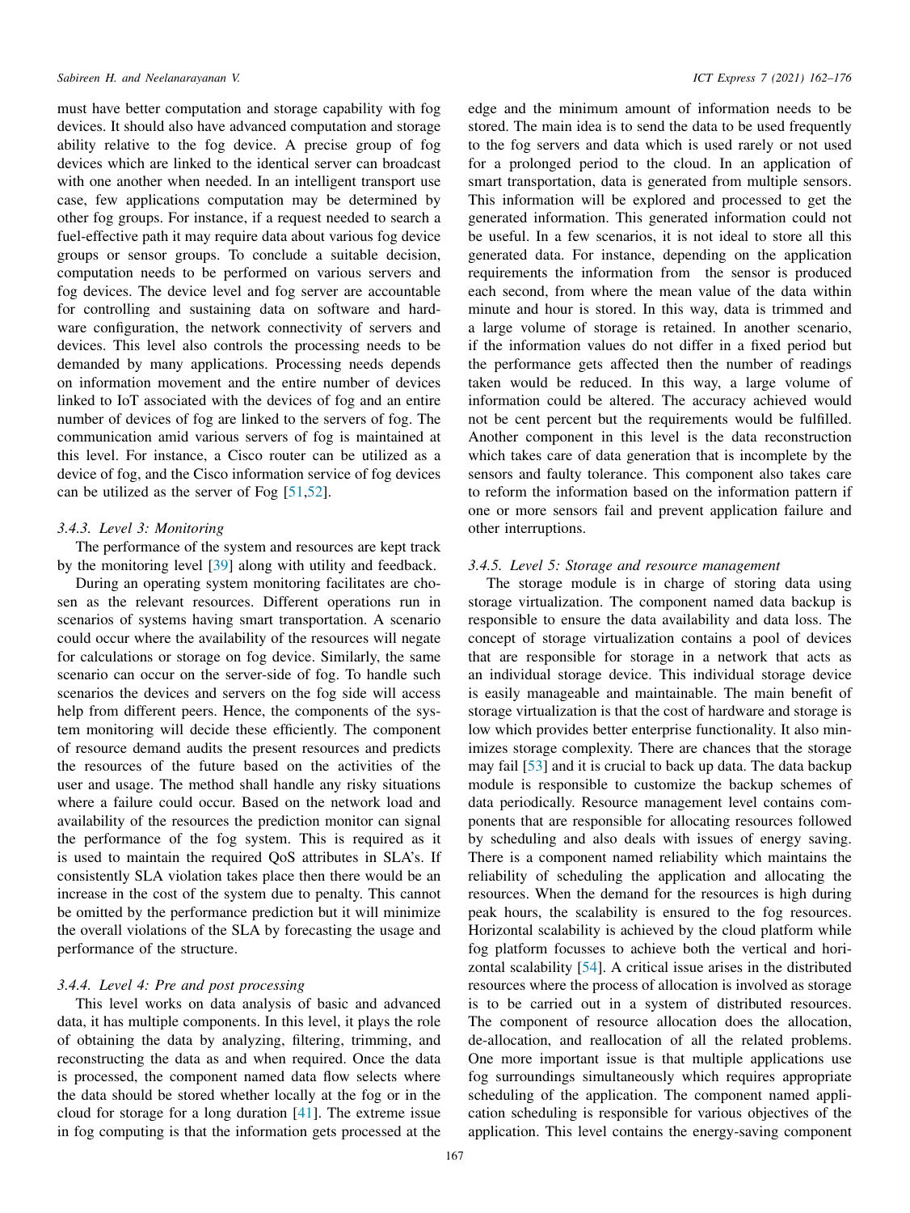must have better computation and storage capability with fog devices. It should also have advanced computation and storage ability relative to the fog device. A precise group of fog devices which are linked to the identical server can broadcast with one another when needed. In an intelligent transport use case, few applications computation may be determined by other fog groups. For instance, if a request needed to search a fuel-effective path it may require data about various fog device groups or sensor groups. To conclude a suitable decision, computation needs to be performed on various servers and fog devices. The device level and fog server are accountable for controlling and sustaining data on software and hardware configuration, the network connectivity of servers and devices. This level also controls the processing needs to be demanded by many applications. Processing needs depends on information movement and the entire number of devices linked to IoT associated with the devices of fog and an entire number of devices of fog are linked to the servers of fog. The communication amid various servers of fog is maintained at this level. For instance, a Cisco router can be utilized as a device of fog, and the Cisco information service of fog devices can be utilized as the server of Fog [51,52].

#### 3.4.3. Level 3: Monitoring

The performance of the system and resources are kept track by the monitoring level [39] along with utility and feedback.

During an operating system monitoring facilitates are chosen as the relevant resources. Different operations run in scenarios of systems having smart transportation. A scenario could occur where the availability of the resources will negate for calculations or storage on fog device. Similarly, the same scenario can occur on the server-side of fog. To handle such scenarios the devices and servers on the fog side will access help from different peers. Hence, the components of the system monitoring will decide these efficiently. The component of resource demand audits the present resources and predicts the resources of the future based on the activities of the user and usage. The method shall handle any risky situations where a failure could occur. Based on the network load and availability of the resources the prediction monitor can signal the performance of the fog system. This is required as it is used to maintain the required QoS attributes in SLA's. If consistently SLA violation takes place then there would be an increase in the cost of the system due to penalty. This cannot be omitted by the performance prediction but it will minimize the overall violations of the SLA by forecasting the usage and performance of the structure.

#### 3.4.4. Level 4: Pre and post processing

This level works on data analysis of basic and advanced data, it has multiple components. In this level, it plays the role of obtaining the data by analyzing, filtering, trimming, and reconstructing the data as and when required. Once the data is processed, the component named data flow selects where the data should be stored whether locally at the fog or in the cloud for storage for a long duration [41]. The extreme issue in fog computing is that the information gets processed at the edge and the minimum amount of information needs to be stored. The main idea is to send the data to be used frequently to the fog servers and data which is used rarely or not used for a prolonged period to the cloud. In an application of smart transportation, data is generated from multiple sensors. This information will be explored and processed to get the generated information. This generated information could not be useful. In a few scenarios, it is not ideal to store all this generated data. For instance, depending on the application requirements the information from the sensor is produced each second, from where the mean value of the data within minute and hour is stored. In this way, data is trimmed and a large volume of storage is retained. In another scenario, if the information values do not differ in a fixed period but the performance gets affected then the number of readings taken would be reduced. In this way, a large volume of information could be altered. The accuracy achieved would not be cent percent but the requirements would be fulfilled. Another component in this level is the data reconstruction which takes care of data generation that is incomplete by the sensors and faulty tolerance. This component also takes care to reform the information based on the information pattern if one or more sensors fail and prevent application failure and other interruptions.

#### 3.4.5. Level 5: Storage and resource management

The storage module is in charge of storing data using storage virtualization. The component named data backup is responsible to ensure the data availability and data loss. The concept of storage virtualization contains a pool of devices that are responsible for storage in a network that acts as an individual storage device. This individual storage device is easily manageable and maintainable. The main benefit of storage virtualization is that the cost of hardware and storage is low which provides better enterprise functionality. It also minimizes storage complexity. There are chances that the storage may fail [53] and it is crucial to back up data. The data backup module is responsible to customize the backup schemes of data periodically. Resource management level contains components that are responsible for allocating resources followed by scheduling and also deals with issues of energy saving. There is a component named reliability which maintains the reliability of scheduling the application and allocating the resources. When the demand for the resources is high during peak hours, the scalability is ensured to the fog resources. Horizontal scalability is achieved by the cloud platform while fog platform focusses to achieve both the vertical and horizontal scalability [54]. A critical issue arises in the distributed resources where the process of allocation is involved as storage is to be carried out in a system of distributed resources. The component of resource allocation does the allocation, de-allocation, and reallocation of all the related problems. One more important issue is that multiple applications use fog surroundings simultaneously which requires appropriate scheduling of the application. The component named application scheduling is responsible for various objectives of the application. This level contains the energy-saving component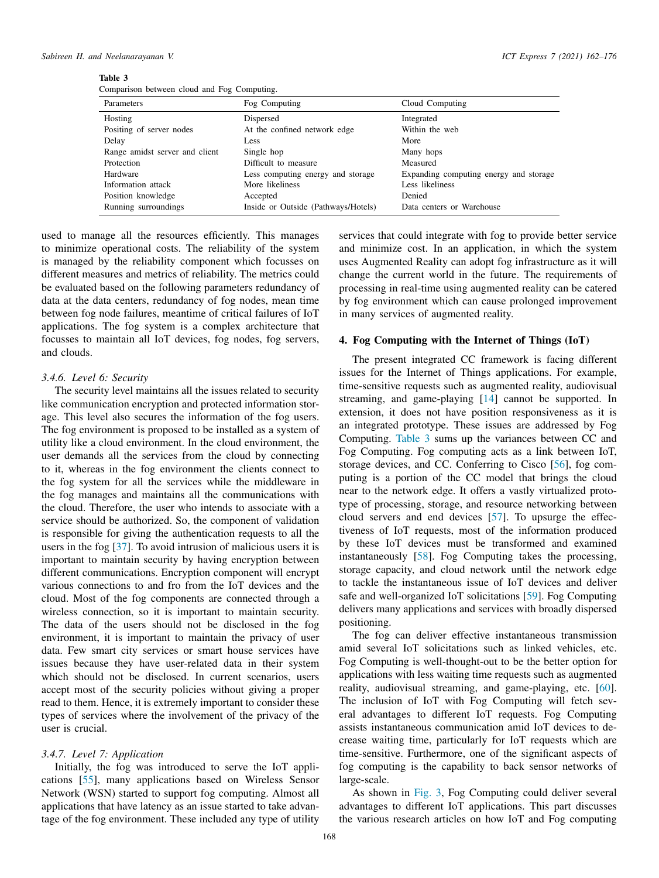Table 3
Comparison between cloud and Fog Computing.

| Parameters | Fog Computing | Cloud Computing |
|---|---|---|
| Hosting | Dispersed | Integrated |
| Positing of server nodes | At the confined network edge | Within the web |
| Delay | Less | More |
| Range amidst server and client | Single hop | Many hops |
| Protection | Difficult to measure | Measured |
| Hardware | Less computing energy and storage | Expanding computing energy and storage |
| Information attack | More likeliness | Less likeliness |
| Position knowledge | Accepted | Denied |
| Running surroundings | Inside or Outside (Pathways/Hotels) | Data centers or Warehouse |

used to manage all the resources efficiently. This manages to minimize operational costs. The reliability of the system is managed by the reliability component which focusses on different measures and metrics of reliability. The metrics could be evaluated based on the following parameters redundancy of data at the data centers, redundancy of fog nodes, mean time between fog node failures, meantime of critical failures of IoT applications. The fog system is a complex architecture that focusses to maintain all IoT devices, fog nodes, fog servers, and clouds.

#### *3.4.6. Level 6: Security*

The security level maintains all the issues related to security like communication encryption and protected information storage. This level also secures the information of the fog users. The fog environment is proposed to be installed as a system of utility like a cloud environment. In the cloud environment, the user demands all the services from the cloud by connecting to it, whereas in the fog environment the clients connect to the fog system for all the services while the middleware in the fog manages and maintains all the communications with the cloud. Therefore, the user who intends to associate with a service should be authorized. So, the component of validation is responsible for giving the authentication requests to all the users in the fog [37]. To avoid intrusion of malicious users it is important to maintain security by having encryption between different communications. Encryption component will encrypt various connections to and fro from the IoT devices and the cloud. Most of the fog components are connected through a wireless connection, so it is important to maintain security. The data of the users should not be disclosed in the fog environment, it is important to maintain the privacy of user data. Few smart city services or smart house services have issues because they have user-related data in their system which should not be disclosed. In current scenarios, users accept most of the security policies without giving a proper read to them. Hence, it is extremely important to consider these types of services where the involvement of the privacy of the user is crucial.

#### *3.4.7. Level 7: Application*

Initially, the fog was introduced to serve the IoT applications [55], many applications based on Wireless Sensor Network (WSN) started to support fog computing. Almost all applications that have latency as an issue started to take advantage of the fog environment. These included any type of utility services that could integrate with fog to provide better service and minimize cost. In an application, in which the system uses Augmented Reality can adopt fog infrastructure as it will change the current world in the future. The requirements of processing in real-time using augmented reality can be catered by fog environment which can cause prolonged improvement in many services of augmented reality.

## 4. Fog Computing with the Internet of Things (IoT)

The present integrated CC framework is facing different issues for the Internet of Things applications. For example, time-sensitive requests such as augmented reality, audiovisual streaming, and game-playing [14] cannot be supported. In extension, it does not have position responsiveness as it is an integrated prototype. These issues are addressed by Fog Computing. Table 3 sums up the variances between CC and Fog Computing. Fog computing acts as a link between IoT, storage devices, and CC. Conferring to Cisco [56], fog computing is a portion of the CC model that brings the cloud near to the network edge. It offers a vastly virtualized prototype of processing, storage, and resource networking between cloud servers and end devices [57]. To upsurge the effectiveness of IoT requests, most of the information produced by these IoT devices must be transformed and examined instantaneously [58]. Fog Computing takes the processing, storage capacity, and cloud network until the network edge to tackle the instantaneous issue of IoT devices and deliver safe and well-organized IoT solicitations [59]. Fog Computing delivers many applications and services with broadly dispersed positioning.

The fog can deliver effective instantaneous transmission amid several IoT solicitations such as linked vehicles, etc. Fog Computing is well-thought-out to be the better option for applications with less waiting time requests such as augmented reality, audiovisual streaming, and game-playing, etc. [60]. The inclusion of IoT with Fog Computing will fetch several advantages to different IoT requests. Fog Computing assists instantaneous communication amid IoT devices to decrease waiting time, particularly for IoT requests which are time-sensitive. Furthermore, one of the significant aspects of fog computing is the capability to back sensor networks of large-scale.

As shown in Fig. 3, Fog Computing could deliver several advantages to different IoT applications. This part discusses the various research articles on how IoT and Fog computing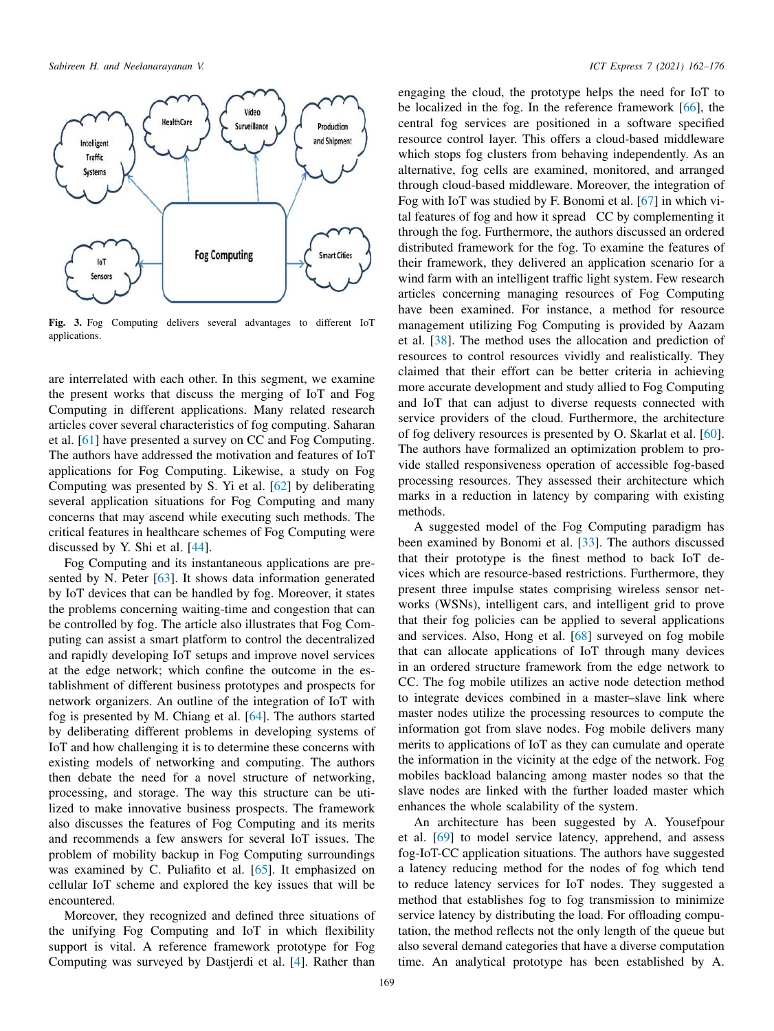Fig. 3. Fog Computing delivers several advantages to different IoT applications.

are interrelated with each other. In this segment, we examine the present works that discuss the merging of IoT and Fog Computing in different applications. Many related research articles cover several characteristics of fog computing. Saharan et al. [61] have presented a survey on CC and Fog Computing. The authors have addressed the motivation and features of IoT applications for Fog Computing. Likewise, a study on Fog Computing was presented by S. Yi et al. [62] by deliberating several application situations for Fog Computing and many concerns that may ascend while executing such methods. The critical features in healthcare schemes of Fog Computing were discussed by Y. Shi et al. [44].

Fog Computing and its instantaneous applications are presented by N. Peter [63]. It shows data information generated by IoT devices that can be handled by fog. Moreover, it states the problems concerning waiting-time and congestion that can be controlled by fog. The article also illustrates that Fog Computing can assist a smart platform to control the decentralized and rapidly developing IoT setups and improve novel services at the edge network; which confine the outcome in the establishment of different business prototypes and prospects for network organizers. An outline of the integration of IoT with fog is presented by M. Chiang et al. [64]. The authors started by deliberating different problems in developing systems of IoT and how challenging it is to determine these concerns with existing models of networking and computing. The authors then debate the need for a novel structure of networking, processing, and storage. The way this structure can be utilized to make innovative business prospects. The framework also discusses the features of Fog Computing and its merits and recommends a few answers for several IoT issues. The problem of mobility backup in Fog Computing surroundings was examined by C. Puliafito et al. [65]. It emphasized on cellular IoT scheme and explored the key issues that will be encountered.

Moreover, they recognized and defined three situations of the unifying Fog Computing and IoT in which flexibility support is vital. A reference framework prototype for Fog Computing was surveyed by Dastjerdi et al. [4]. Rather than engaging the cloud, the prototype helps the need for IoT to be localized in the fog. In the reference framework [66], the central fog services are positioned in a software specified resource control layer. This offers a cloud-based middleware which stops fog clusters from behaving independently. As an alternative, fog cells are examined, monitored, and arranged through cloud-based middleware. Moreover, the integration of Fog with IoT was studied by F. Bonomi et al. [67] in which vital features of fog and how it spread CC by complementing it through the fog. Furthermore, the authors discussed an ordered distributed framework for the fog. To examine the features of their framework, they delivered an application scenario for a wind farm with an intelligent traffic light system. Few research articles concerning managing resources of Fog Computing have been examined. For instance, a method for resource management utilizing Fog Computing is provided by Aazam et al. [38]. The method uses the allocation and prediction of resources to control resources vividly and realistically. They claimed that their effort can be better criteria in achieving more accurate development and study allied to Fog Computing and IoT that can adjust to diverse requests connected with service providers of the cloud. Furthermore, the architecture of fog delivery resources is presented by O. Skarlat et al. [60]. The authors have formalized an optimization problem to provide stalled responsiveness operation of accessible fog-based processing resources. They assessed their architecture which marks in a reduction in latency by comparing with existing methods.

A suggested model of the Fog Computing paradigm has been examined by Bonomi et al. [33]. The authors discussed that their prototype is the finest method to back IoT devices which are resource-based restrictions. Furthermore, they present three impulse states comprising wireless sensor networks (WSNs), intelligent cars, and intelligent grid to prove that their fog policies can be applied to several applications and services. Also, Hong et al. [68] surveyed on fog mobile that can allocate applications of IoT through many devices in an ordered structure framework from the edge network to CC. The fog mobile utilizes an active node detection method to integrate devices combined in a master–slave link where master nodes utilize the processing resources to compute the information got from slave nodes. Fog mobile delivers many merits to applications of IoT as they can cumulate and operate the information in the vicinity at the edge of the network. Fog mobiles backload balancing among master nodes so that the slave nodes are linked with the further loaded master which enhances the whole scalability of the system.

An architecture has been suggested by A. Yousefpour et al. [69] to model service latency, apprehend, and assess fog-IoT-CC application situations. The authors have suggested a latency reducing method for the nodes of fog which tend to reduce latency services for IoT nodes. They suggested a method that establishes fog to fog transmission to minimize service latency by distributing the load. For offloading computation, the method reflects not the only length of the queue but also several demand categories that have a diverse computation time. An analytical prototype has been established by A.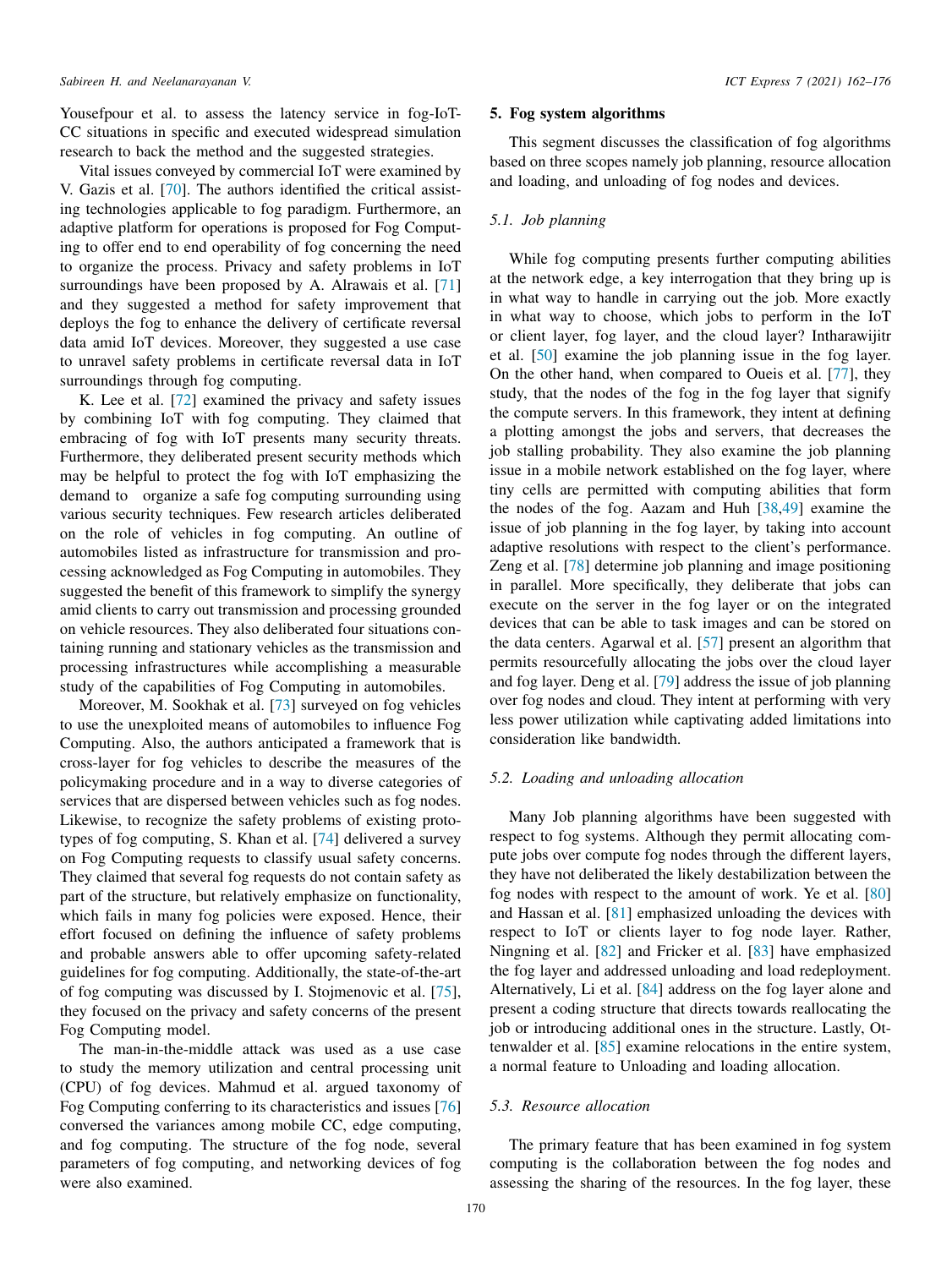Yousefpour et al. to assess the latency service in fog-IoT-CC situations in specific and executed widespread simulation research to back the method and the suggested strategies.

Vital issues conveyed by commercial IoT were examined by V. Gazis et al. [70]. The authors identified the critical assisting technologies applicable to fog paradigm. Furthermore, an adaptive platform for operations is proposed for Fog Computing to offer end to end operability of fog concerning the need to organize the process. Privacy and safety problems in IoT surroundings have been proposed by A. Alrawais et al. [71] and they suggested a method for safety improvement that deploys the fog to enhance the delivery of certificate reversal data amid IoT devices. Moreover, they suggested a use case to unravel safety problems in certificate reversal data in IoT surroundings through fog computing.

K. Lee et al. [72] examined the privacy and safety issues by combining IoT with fog computing. They claimed that embracing of fog with IoT presents many security threats. Furthermore, they deliberated present security methods which may be helpful to protect the fog with IoT emphasizing the demand to organize a safe fog computing surrounding using various security techniques. Few research articles deliberated on the role of vehicles in fog computing. An outline of automobiles listed as infrastructure for transmission and processing acknowledged as Fog Computing in automobiles. They suggested the benefit of this framework to simplify the synergy amid clients to carry out transmission and processing grounded on vehicle resources. They also deliberated four situations containing running and stationary vehicles as the transmission and processing infrastructures while accomplishing a measurable study of the capabilities of Fog Computing in automobiles.

Moreover, M. Sookhak et al. [73] surveyed on fog vehicles to use the unexploited means of automobiles to influence Fog Computing. Also, the authors anticipated a framework that is cross-layer for fog vehicles to describe the measures of the policymaking procedure and in a way to diverse categories of services that are dispersed between vehicles such as fog nodes. Likewise, to recognize the safety problems of existing prototypes of fog computing, S. Khan et al. [74] delivered a survey on Fog Computing requests to classify usual safety concerns. They claimed that several fog requests do not contain safety as part of the structure, but relatively emphasize on functionality, which fails in many fog policies were exposed. Hence, their effort focused on defining the influence of safety problems and probable answers able to offer upcoming safety-related guidelines for fog computing. Additionally, the state-of-the-art of fog computing was discussed by I. Stojmenovic et al. [75], they focused on the privacy and safety concerns of the present Fog Computing model.

The man-in-the-middle attack was used as a use case to study the memory utilization and central processing unit (CPU) of fog devices. Mahmud et al. argued taxonomy of Fog Computing conferring to its characteristics and issues [76] conversed the variances among mobile CC, edge computing, and fog computing. The structure of the fog node, several parameters of fog computing, and networking devices of fog were also examined.

## 5. Fog system algorithms

This segment discusses the classification of fog algorithms based on three scopes namely job planning, resource allocation and loading, and unloading of fog nodes and devices.

### 5.1. Job planning

While fog computing presents further computing abilities at the network edge, a key interrogation that they bring up is in what way to handle in carrying out the job. More exactly in what way to choose, which jobs to perform in the IoT or client layer, fog layer, and the cloud layer? Intharawijitr et al. [50] examine the job planning issue in the fog layer. On the other hand, when compared to Oueis et al. [77], they study, that the nodes of the fog in the fog layer that signify the compute servers. In this framework, they intent at defining a plotting amongst the jobs and servers, that decreases the job stalling probability. They also examine the job planning issue in a mobile network established on the fog layer, where tiny cells are permitted with computing abilities that form the nodes of the fog. Aazam and Huh [38,49] examine the issue of job planning in the fog layer, by taking into account adaptive resolutions with respect to the client's performance. Zeng et al. [78] determine job planning and image positioning in parallel. More specifically, they deliberate that jobs can execute on the server in the fog layer or on the integrated devices that can be able to task images and can be stored on the data centers. Agarwal et al. [57] present an algorithm that permits resourcefully allocating the jobs over the cloud layer and fog layer. Deng et al. [79] address the issue of job planning over fog nodes and cloud. They intent at performing with very less power utilization while captivating added limitations into consideration like bandwidth.

### 5.2. Loading and unloading allocation

Many Job planning algorithms have been suggested with respect to fog systems. Although they permit allocating compute jobs over compute fog nodes through the different layers, they have not deliberated the likely destabilization between the fog nodes with respect to the amount of work. Ye et al. [80] and Hassan et al. [81] emphasized unloading the devices with respect to IoT or clients layer to fog node layer. Rather, Ningning et al. [82] and Fricker et al. [83] have emphasized the fog layer and addressed unloading and load redeployment. Alternatively, Li et al. [84] address on the fog layer alone and present a coding structure that directs towards reallocating the job or introducing additional ones in the structure. Lastly, Ottenwalder et al. [85] examine relocations in the entire system, a normal feature to Unloading and loading allocation.

### 5.3. Resource allocation

The primary feature that has been examined in fog system computing is the collaboration between the fog nodes and assessing the sharing of the resources. In the fog layer, these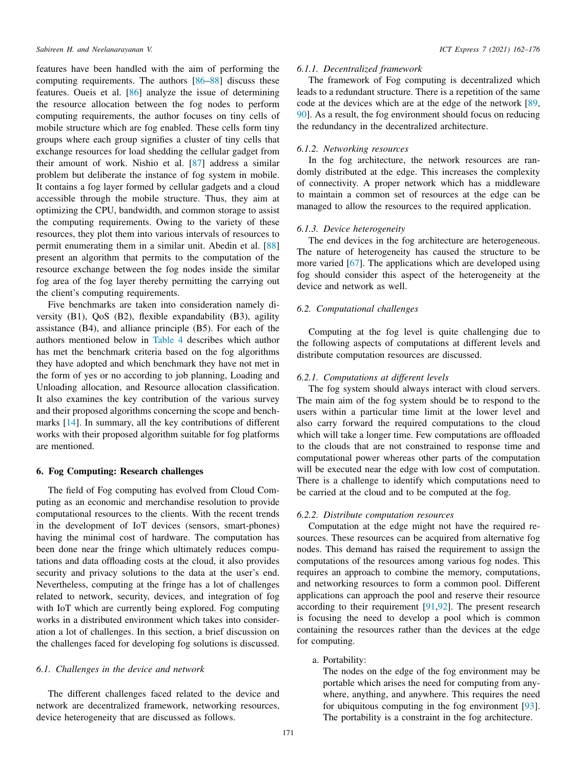features have been handled with the aim of performing the computing requirements. The authors [86–88] discuss these features. Oueis et al. [86] analyze the issue of determining the resource allocation between the fog nodes to perform computing requirements, the author focuses on tiny cells of mobile structure which are fog enabled. These cells form tiny groups where each group signifies a cluster of tiny cells that exchange resources for load shedding the cellular gadget from their amount of work. Nishio et al. [87] address a similar problem but deliberate the instance of fog system in mobile. It contains a fog layer formed by cellular gadgets and a cloud accessible through the mobile structure. Thus, they aim at optimizing the CPU, bandwidth, and common storage to assist the computing requirements. Owing to the variety of these resources, they plot them into various intervals of resources to permit enumerating them in a similar unit. Abedin et al. [88] present an algorithm that permits to the computation of the resource exchange between the fog nodes inside the similar fog area of the fog layer thereby permitting the carrying out the client's computing requirements.

Five benchmarks are taken into consideration namely diversity (B1), QoS (B2), flexible expandability (B3), agility assistance (B4), and alliance principle (B5). For each of the authors mentioned below in Table 4 describes which author has met the benchmark criteria based on the fog algorithms they have adopted and which benchmark they have not met in the form of yes or no according to job planning, Loading and Unloading allocation, and Resource allocation classification. It also examines the key contribution of the various survey and their proposed algorithms concerning the scope and benchmarks [14]. In summary, all the key contributions of different works with their proposed algorithm suitable for fog platforms are mentioned.

## 6. Fog Computing: Research challenges

The field of Fog computing has evolved from Cloud Computing as an economic and merchandise resolution to provide computational resources to the clients. With the recent trends in the development of IoT devices (sensors, smart-phones) having the minimal cost of hardware. The computation has been done near the fringe which ultimately reduces computations and data offloading costs at the cloud, it also provides security and privacy solutions to the data at the user's end. Nevertheless, computing at the fringe has a lot of challenges related to network, security, devices, and integration of fog with IoT which are currently being explored. Fog computing works in a distributed environment which takes into consideration a lot of challenges. In this section, a brief discussion on the challenges faced for developing fog solutions is discussed.

### *6.1. Challenges in the device and network*

The different challenges faced related to the device and network are decentralized framework, networking resources, device heterogeneity that are discussed as follows.

#### *6.1.1. Decentralized framework*

The framework of Fog computing is decentralized which leads to a redundant structure. There is a repetition of the same code at the devices which are at the edge of the network [89, 90]. As a result, the fog environment should focus on reducing the redundancy in the decentralized architecture.

#### *6.1.2. Networking resources*

In the fog architecture, the network resources are randomly distributed at the edge. This increases the complexity of connectivity. A proper network which has a middleware to maintain a common set of resources at the edge can be managed to allow the resources to the required application.

#### *6.1.3. Device heterogeneity*

The end devices in the fog architecture are heterogeneous. The nature of heterogeneity has caused the structure to be more varied [67]. The applications which are developed using fog should consider this aspect of the heterogeneity at the device and network as well.

### *6.2. Computational challenges*

Computing at the fog level is quite challenging due to the following aspects of computations at different levels and distribute computation resources are discussed.

#### *6.2.1. Computations at different levels*

The fog system should always interact with cloud servers. The main aim of the fog system should be to respond to the users within a particular time limit at the lower level and also carry forward the required computations to the cloud which will take a longer time. Few computations are offloaded to the clouds that are not constrained to response time and computational power whereas other parts of the computation will be executed near the edge with low cost of computation. There is a challenge to identify which computations need to be carried at the cloud and to be computed at the fog.

#### *6.2.2. Distribute computation resources*

Computation at the edge might not have the required resources. These resources can be acquired from alternative fog nodes. This demand has raised the requirement to assign the computations of the resources among various fog nodes. This requires an approach to combine the memory, computations, and networking resources to form a common pool. Different applications can approach the pool and reserve their resource according to their requirement [91,92]. The present research is focusing the need to develop a pool which is common containing the resources rather than the devices at the edge for computing.

a. Portability:
   The nodes on the edge of the fog environment may be portable which arises the need for computing from anywhere, anything, and anywhere. This requires the need for ubiquitous computing in the fog environment [93]. The portability is a constraint in the fog architecture.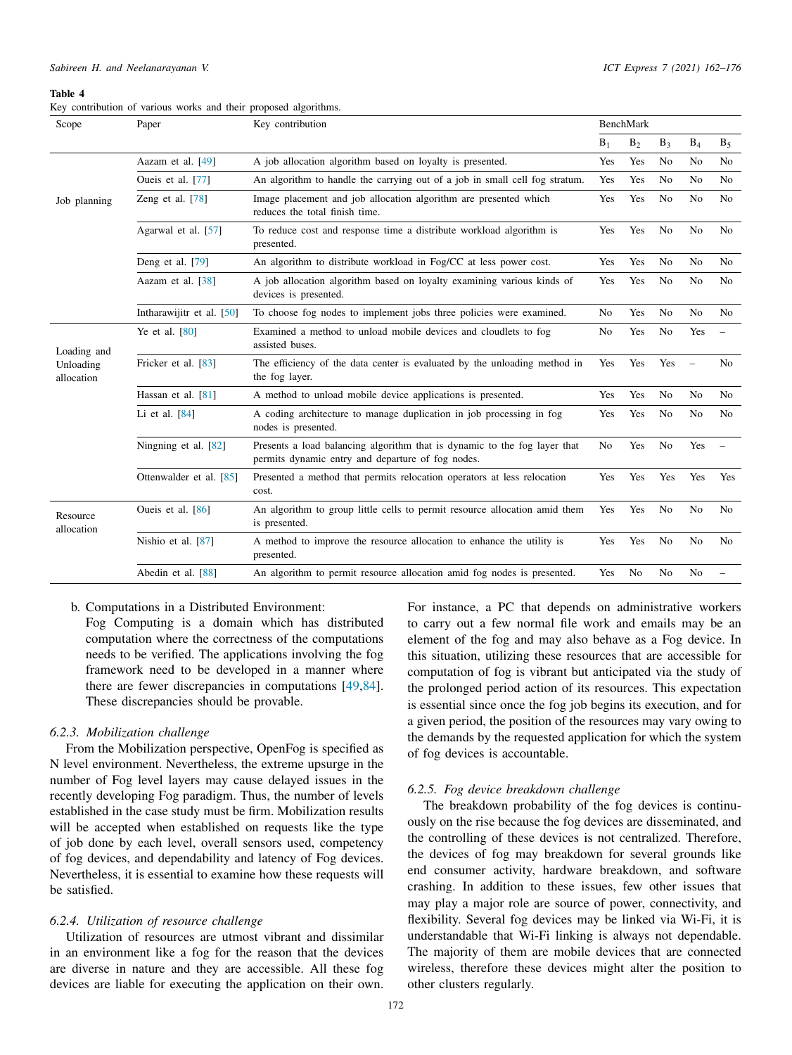**Table 4**
Key contribution of various works and their proposed algorithms.

| Scope | Paper | Key contribution | BenchMark | | | | |
|---|---|---|---|---|---|---|---|
| | | | $B_1$ | $B_2$ | $B_3$ | $B_4$ | $B_5$ |
| Job planning | Aazam et al. [49] | A job allocation algorithm based on loyalty is presented. | Yes | Yes | No | No | No |
| | Oueis et al. [77] | An algorithm to handle the carrying out of a job in small cell fog stratum. | Yes | Yes | No | No | No |
| | Zeng et al. [78] | Image placement and job allocation algorithm are presented which reduces the total finish time. | Yes | Yes | No | No | No |
| | Agarwal et al. [57] | To reduce cost and response time a distribute workload algorithm is presented. | Yes | Yes | No | No | No |
| | Deng et al. [79] | An algorithm to distribute workload in Fog/CC at less power cost. | Yes | Yes | No | No | No |
| | Aazam et al. [38] | A job allocation algorithm based on loyalty examining various kinds of devices is presented. | Yes | Yes | No | No | No |
| | Intharawijitr et al. [50] | To choose fog nodes to implement jobs three policies were examined. | No | Yes | No | No | No |
| Loading and Unloading allocation | Ye et al. [80] | Examined a method to unload mobile devices and cloudlets to fog assisted buses. | No | Yes | No | Yes | – |
| | Fricker et al. [83] | The efficiency of the data center is evaluated by the unloading method in the fog layer. | Yes | Yes | Yes | – | No |
| | Hassan et al. [81] | A method to unload mobile device applications is presented. | Yes | Yes | No | No | No |
| | Li et al. [84] | A coding architecture to manage duplication in job processing in fog nodes is presented. | Yes | Yes | No | No | No |
| | Ningning et al. [82] | Presents a load balancing algorithm that is dynamic to the fog layer that permits dynamic entry and departure of fog nodes. | No | Yes | No | Yes | – |
| | Ottenwalder et al. [85] | Presented a method that permits relocation operators at less relocation cost. | Yes | Yes | Yes | Yes | Yes |
| Resource allocation | Oueis et al. [86] | An algorithm to group little cells to permit resource allocation amid them is presented. | Yes | Yes | No | No | No |
| | Nishio et al. [87] | A method to improve the resource allocation to enhance the utility is presented. | Yes | Yes | No | No | No |
| | Abedin et al. [88] | An algorithm to permit resource allocation amid fog nodes is presented. | Yes | No | No | No | – |

b. Computations in a Distributed Environment:
Fog Computing is a domain which has distributed computation where the correctness of the computations needs to be verified. The applications involving the fog framework need to be developed in a manner where there are fewer discrepancies in computations [49,84]. These discrepancies should be provable.

### 6.2.3. Mobilization challenge

From the Mobilization perspective, OpenFog is specified as N level environment. Nevertheless, the extreme upsurge in the number of Fog level layers may cause delayed issues in the recently developing Fog paradigm. Thus, the number of levels established in the case study must be firm. Mobilization results will be accepted when established on requests like the type of job done by each level, overall sensors used, competency of fog devices, and dependability and latency of Fog devices. Nevertheless, it is essential to examine how these requests will be satisfied.

### 6.2.4. Utilization of resource challenge

Utilization of resources are utmost vibrant and dissimilar in an environment like a fog for the reason that the devices are diverse in nature and they are accessible. All these fog devices are liable for executing the application on their own. For instance, a PC that depends on administrative workers to carry out a few normal file work and emails may be an element of the fog and may also behave as a Fog device. In this situation, utilizing these resources that are accessible for computation of fog is vibrant but anticipated via the study of the prolonged period action of its resources. This expectation is essential since once the fog job begins its execution, and for a given period, the position of the resources may vary owing to the demands by the requested application for which the system of fog devices is accountable.

### 6.2.5. Fog device breakdown challenge

The breakdown probability of the fog devices is continuously on the rise because the fog devices are disseminated, and the controlling of these devices is not centralized. Therefore, the devices of fog may breakdown for several grounds like end consumer activity, hardware breakdown, and software crashing. In addition to these issues, few other issues that may play a major role are source of power, connectivity, and flexibility. Several fog devices may be linked via Wi-Fi, it is understandable that Wi-Fi linking is always not dependable. The majority of them are mobile devices that are connected wireless, therefore these devices might alter the position to other clusters regularly.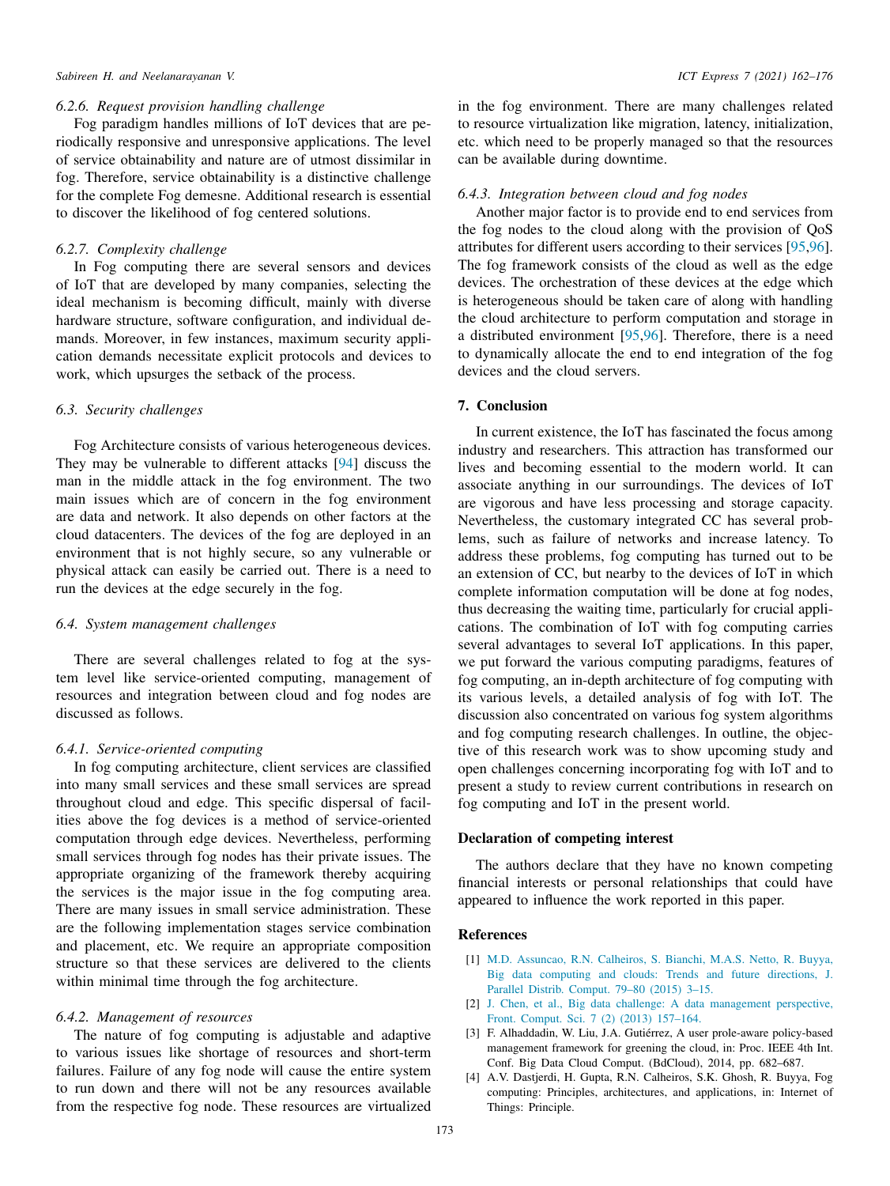#### 6.2.6. Request provision handling challenge

Fog paradigm handles millions of IoT devices that are periodically responsive and unresponsive applications. The level of service obtainability and nature are of utmost dissimilar in fog. Therefore, service obtainability is a distinctive challenge for the complete Fog demesne. Additional research is essential to discover the likelihood of fog centered solutions.

#### 6.2.7. Complexity challenge

In Fog computing there are several sensors and devices of IoT that are developed by many companies, selecting the ideal mechanism is becoming difficult, mainly with diverse hardware structure, software configuration, and individual demands. Moreover, in few instances, maximum security application demands necessitate explicit protocols and devices to work, which upsurges the setback of the process.

### 6.3. Security challenges

Fog Architecture consists of various heterogeneous devices. They may be vulnerable to different attacks [94] discuss the man in the middle attack in the fog environment. The two main issues which are of concern in the fog environment are data and network. It also depends on other factors at the cloud datacenters. The devices of the fog are deployed in an environment that is not highly secure, so any vulnerable or physical attack can easily be carried out. There is a need to run the devices at the edge securely in the fog.

### 6.4. System management challenges

There are several challenges related to fog at the system level like service-oriented computing, management of resources and integration between cloud and fog nodes are discussed as follows.

#### 6.4.1. Service-oriented computing

In fog computing architecture, client services are classified into many small services and these small services are spread throughout cloud and edge. This specific dispersal of facilities above the fog devices is a method of service-oriented computation through edge devices. Nevertheless, performing small services through fog nodes has their private issues. The appropriate organizing of the framework thereby acquiring the services is the major issue in the fog computing area. There are many issues in small service administration. These are the following implementation stages service combination and placement, etc. We require an appropriate composition structure so that these services are delivered to the clients within minimal time through the fog architecture.

#### 6.4.2. Management of resources

The nature of fog computing is adjustable and adaptive to various issues like shortage of resources and short-term failures. Failure of any fog node will cause the entire system to run down and there will not be any resources available from the respective fog node. These resources are virtualized in the fog environment. There are many challenges related to resource virtualization like migration, latency, initialization, etc. which need to be properly managed so that the resources can be available during downtime.

#### 6.4.3. Integration between cloud and fog nodes

Another major factor is to provide end to end services from the fog nodes to the cloud along with the provision of QoS attributes for different users according to their services [95,96]. The fog framework consists of the cloud as well as the edge devices. The orchestration of these devices at the edge which is heterogeneous should be taken care of along with handling the cloud architecture to perform computation and storage in a distributed environment [95,96]. Therefore, there is a need to dynamically allocate the end to end integration of the fog devices and the cloud servers.

## 7. Conclusion

In current existence, the IoT has fascinated the focus among industry and researchers. This attraction has transformed our lives and becoming essential to the modern world. It can associate anything in our surroundings. The devices of IoT are vigorous and have less processing and storage capacity. Nevertheless, the customary integrated CC has several problems, such as failure of networks and increase latency. To address these problems, fog computing has turned out to be an extension of CC, but nearby to the devices of IoT in which complete information computation will be done at fog nodes, thus decreasing the waiting time, particularly for crucial applications. The combination of IoT with fog computing carries several advantages to several IoT applications. In this paper, we put forward the various computing paradigms, features of fog computing, an in-depth architecture of fog computing with its various levels, a detailed analysis of fog with IoT. The discussion also concentrated on various fog system algorithms and fog computing research challenges. In outline, the objective of this research work was to show upcoming study and open challenges concerning incorporating fog with IoT and to present a study to review current contributions in research on fog computing and IoT in the present world.

## Declaration of competing interest

The authors declare that they have no known competing financial interests or personal relationships that could have appeared to influence the work reported in this paper.

## References

[1] M.D. Assuncao, R.N. Calheiros, S. Bianchi, M.A.S. Netto, R. Buyya, Big data computing and clouds: Trends and future directions, J. Parallel Distrib. Comput. 79–80 (2015) 3–15.

[2] J. Chen, et al., Big data challenge: A data management perspective, Front. Comput. Sci. 7 (2) (2013) 157–164.

[3] F. Alhaddadin, W. Liu, J.A. Gutiérrez, A user prole-aware policy-based management framework for greening the cloud, in: Proc. IEEE 4th Int. Conf. Big Data Cloud Comput. (BdCloud), 2014, pp. 682–687.

[4] A.V. Dastjerdi, H. Gupta, R.N. Calheiros, S.K. Ghosh, R. Buyya, Fog computing: Principles, architectures, and applications, in: Internet of Things: Principle.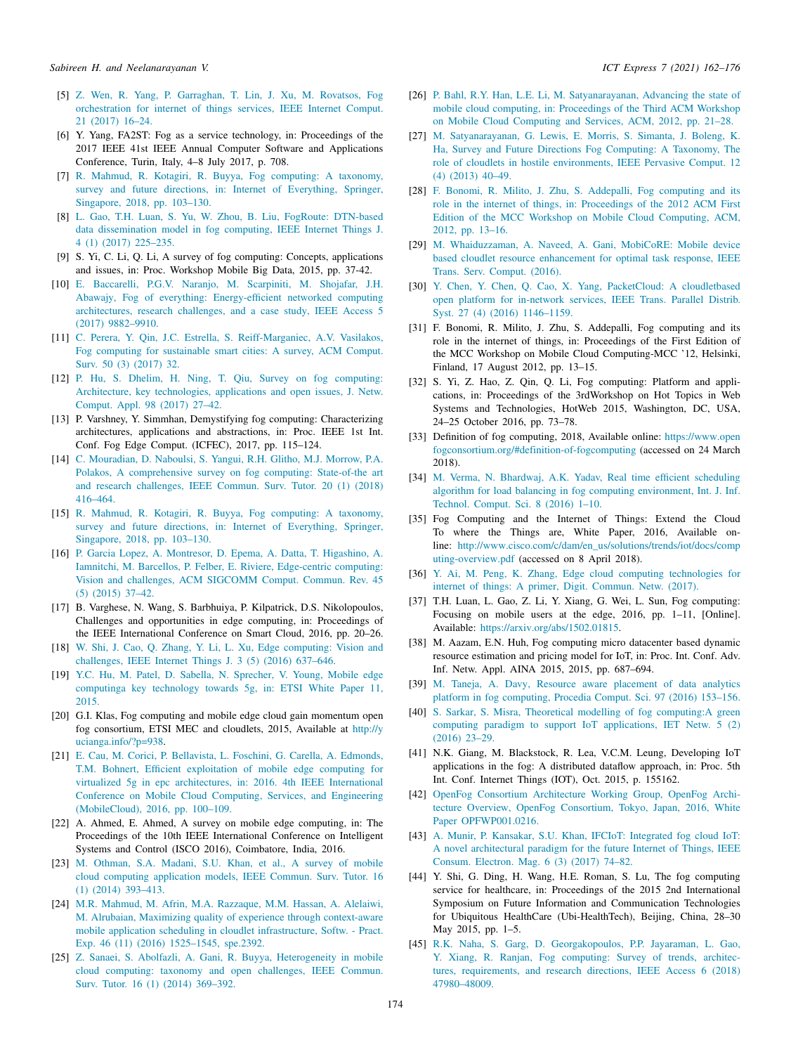[5] Z. Wen, R. Yang, P. Garraghan, T. Lin, J. Xu, M. Rovatsos, Fog orchestration for internet of things services, IEEE Internet Comput. 21 (2017) 16–24.

[6] Y. Yang, FA2ST: Fog as a service technology, in: Proceedings of the 2017 IEEE 41st IEEE Annual Computer Software and Applications Conference, Turin, Italy, 4–8 July 2017, p. 708.

[7] R. Mahmud, R. Kotagiri, R. Buyya, Fog computing: A taxonomy, survey and future directions, in: Internet of Everything, Springer, Singapore, 2018, pp. 103–130.

[8] L. Gao, T.H. Luan, S. Yu, W. Zhou, B. Liu, FogRoute: DTN-based data dissemination model in fog computing, IEEE Internet Things J. 4 (1) (2017) 225–235.

[9] S. Yi, C. Li, Q. Li, A survey of fog computing: Concepts, applications and issues, in: Proc. Workshop Mobile Big Data, 2015, pp. 37-42.

[10] E. Baccarelli, P.G.V. Naranjo, M. Scarpiniti, M. Shojafar, J.H. Abawajy, Fog of everything: Energy-efficient networked computing architectures, research challenges, and a case study, IEEE Access 5 (2017) 9882–9910.

[11] C. Perera, Y. Qin, J.C. Estrella, S. Reiff-Marganiec, A.V. Vasilakos, Fog computing for sustainable smart cities: A survey, ACM Comput. Surv. 50 (3) (2017) 32.

[12] P. Hu, S. Dhelim, H. Ning, T. Qiu, Survey on fog computing: Architecture, key technologies, applications and open issues, J. Netw. Comput. Appl. 98 (2017) 27–42.

[13] P. Varshney, Y. Simmhan, Demystifying fog computing: Characterizing architectures, applications and abstractions, in: Proc. IEEE 1st Int. Conf. Fog Edge Comput. (ICFEC), 2017, pp. 115–124.

[14] C. Mouradian, D. Naboulsi, S. Yangui, R.H. Glitho, M.J. Morrow, P.A. Polakos, A comprehensive survey on fog computing: State-of-the art and research challenges, IEEE Commun. Surv. Tutor. 20 (1) (2018) 416–464.

[15] R. Mahmud, R. Kotagiri, R. Buyya, Fog computing: A taxonomy, survey and future directions, in: Internet of Everything, Springer, Singapore, 2018, pp. 103–130.

[16] P. Garcia Lopez, A. Montresor, D. Epema, A. Datta, T. Higashino, A. Iamnitchi, M. Barcellos, P. Felber, E. Riviere, Edge-centric computing: Vision and challenges, ACM SIGCOMM Comput. Commun. Rev. 45 (5) (2015) 37–42.

[17] B. Varghese, N. Wang, S. Barbhuiya, P. Kilpatrick, D.S. Nikolopoulos, Challenges and opportunities in edge computing, in: Proceedings of the IEEE International Conference on Smart Cloud, 2016, pp. 20–26.

[18] W. Shi, J. Cao, Q. Zhang, Y. Li, L. Xu, Edge computing: Vision and challenges, IEEE Internet Things J. 3 (5) (2016) 637–646.

[19] Y.C. Hu, M. Patel, D. Sabella, N. Sprecher, V. Young, Mobile edge computinga key technology towards 5g, in: ETSI White Paper 11, 2015.

[20] G.I. Klas, Fog computing and mobile edge cloud gain momentum open fog consortium, ETSI MEC and cloudlets, 2015, Available at http://yucianga.info/?p=938.

[21] E. Cau, M. Corici, P. Bellavista, L. Foschini, G. Carella, A. Edmonds, T.M. Bohnert, Efficient exploitation of mobile edge computing for virtualized 5g in epc architectures, in: 2016. 4th IEEE International Conference on Mobile Cloud Computing, Services, and Engineering (MobileCloud), 2016, pp. 100–109.

[22] A. Ahmed, E. Ahmed, A survey on mobile edge computing, in: The Proceedings of the 10th IEEE International Conference on Intelligent Systems and Control (ISCO 2016), Coimbatore, India, 2016.

[23] M. Othman, S.A. Madani, S.U. Khan, et al., A survey of mobile cloud computing application models, IEEE Commun. Surv. Tutor. 16 (1) (2014) 393–413.

[24] M.R. Mahmud, M. Afrin, M.A. Razzaque, M.M. Hassan, A. Alelaiwi, M. Alrubaian, Maximizing quality of experience through context-aware mobile application scheduling in cloudlet infrastructure, Softw. - Pract. Exp. 46 (11) (2016) 1525–1545, spe.2392.

[25] Z. Sanaei, S. Abolfazli, A. Gani, R. Buyya, Heterogeneity in mobile cloud computing: taxonomy and open challenges, IEEE Commun. Surv. Tutor. 16 (1) (2014) 369–392.

[26] P. Bahl, R.Y. Han, L.E. Li, M. Satyanarayanan, Advancing the state of mobile cloud computing, in: Proceedings of the Third ACM Workshop on Mobile Cloud Computing and Services, ACM, 2012, pp. 21–28.

[27] M. Satyanarayanan, G. Lewis, E. Morris, S. Simanta, J. Boleng, K. Ha, Survey and Future Directions Fog Computing: A Taxonomy, The role of cloudlets in hostile environments, IEEE Pervasive Comput. 12 (4) (2013) 40–49.

[28] F. Bonomi, R. Milito, J. Zhu, S. Addepalli, Fog computing and its role in the internet of things, in: Proceedings of the 2012 ACM First Edition of the MCC Workshop on Mobile Cloud Computing, ACM, 2012, pp. 13–16.

[29] M. Whaiduzzaman, A. Naveed, A. Gani, MobiCoRE: Mobile device based cloudlet resource enhancement for optimal task response, IEEE Trans. Serv. Comput. (2016).

[30] Y. Chen, Y. Chen, Q. Cao, X. Yang, PacketCloud: A cloudletbased open platform for in-network services, IEEE Trans. Parallel Distrib. Syst. 27 (4) (2016) 1146–1159.

[31] F. Bonomi, R. Milito, J. Zhu, S. Addepalli, Fog computing and its role in the internet of things, in: Proceedings of the First Edition of the MCC Workshop on Mobile Cloud Computing-MCC '12, Helsinki, Finland, 17 August 2012, pp. 13–15.

[32] S. Yi, Z. Hao, Z. Qin, Q. Li, Fog computing: Platform and applications, in: Proceedings of the 3rdWorkshop on Hot Topics in Web Systems and Technologies, HotWeb 2015, Washington, DC, USA, 24–25 October 2016, pp. 73–78.

[33] Definition of fog computing, 2018, Available online: https://www.openfogconsortium.org/#definition-of-fogcomputing (accessed on 24 March 2018).

[34] M. Verma, N. Bhardwaj, A.K. Yadav, Real time efficient scheduling algorithm for load balancing in fog computing environment, Int. J. Inf. Technol. Comput. Sci. 8 (2016) 1–10.

[35] Fog Computing and the Internet of Things: Extend the Cloud To where the Things are, White Paper, 2016, Available online: http://www.cisco.com/c/dam/en_us/solutions/trends/iot/docs/computing-overview.pdf (accessed on 8 April 2018).

[36] Y. Ai, M. Peng, K. Zhang, Edge cloud computing technologies for internet of things: A primer, Digit. Commun. Netw. (2017).

[37] T.H. Luan, L. Gao, Z. Li, Y. Xiang, G. Wei, L. Sun, Fog computing: Focusing on mobile users at the edge, 2016, pp. 1–11, [Online]. Available: https://arxiv.org/abs/1502.01815.

[38] M. Aazam, E.N. Huh, Fog computing micro datacenter based dynamic resource estimation and pricing model for IoT, in: Proc. Int. Conf. Adv. Inf. Netw. Appl. AINA 2015, 2015, pp. 687–694.

[39] M. Taneja, A. Davy, Resource aware placement of data analytics platform in fog computing, Procedia Comput. Sci. 97 (2016) 153–156.

[40] S. Sarkar, S. Misra, Theoretical modelling of fog computing:A green computing paradigm to support IoT applications, IET Netw. 5 (2) (2016) 23–29.

[41] N.K. Giang, M. Blackstock, R. Lea, V.C.M. Leung, Developing IoT applications in the fog: A distributed dataflow approach, in: Proc. 5th Int. Conf. Internet Things (IOT), Oct. 2015, p. 155162.

[42] OpenFog Consortium Architecture Working Group, OpenFog Architecture Overview, OpenFog Consortium, Tokyo, Japan, 2016, White Paper OPFWP001.0216.

[43] A. Munir, P. Kansakar, S.U. Khan, IFCIoT: Integrated fog cloud IoT: A novel architectural paradigm for the future Internet of Things, IEEE Consum. Electron. Mag. 6 (3) (2017) 74–82.

[44] Y. Shi, G. Ding, H. Wang, H.E. Roman, S. Lu, The fog computing service for healthcare, in: Proceedings of the 2015 2nd International Symposium on Future Information and Communication Technologies for Ubiquitous HealthCare (Ubi-HealthTech), Beijing, China, 28–30 May 2015, pp. 1–5.

[45] R.K. Naha, S. Garg, D. Georgakopoulos, P.P. Jayaraman, L. Gao, Y. Xiang, R. Ranjan, Fog computing: Survey of trends, architectures, requirements, and research directions, IEEE Access 6 (2018) 47980–48009.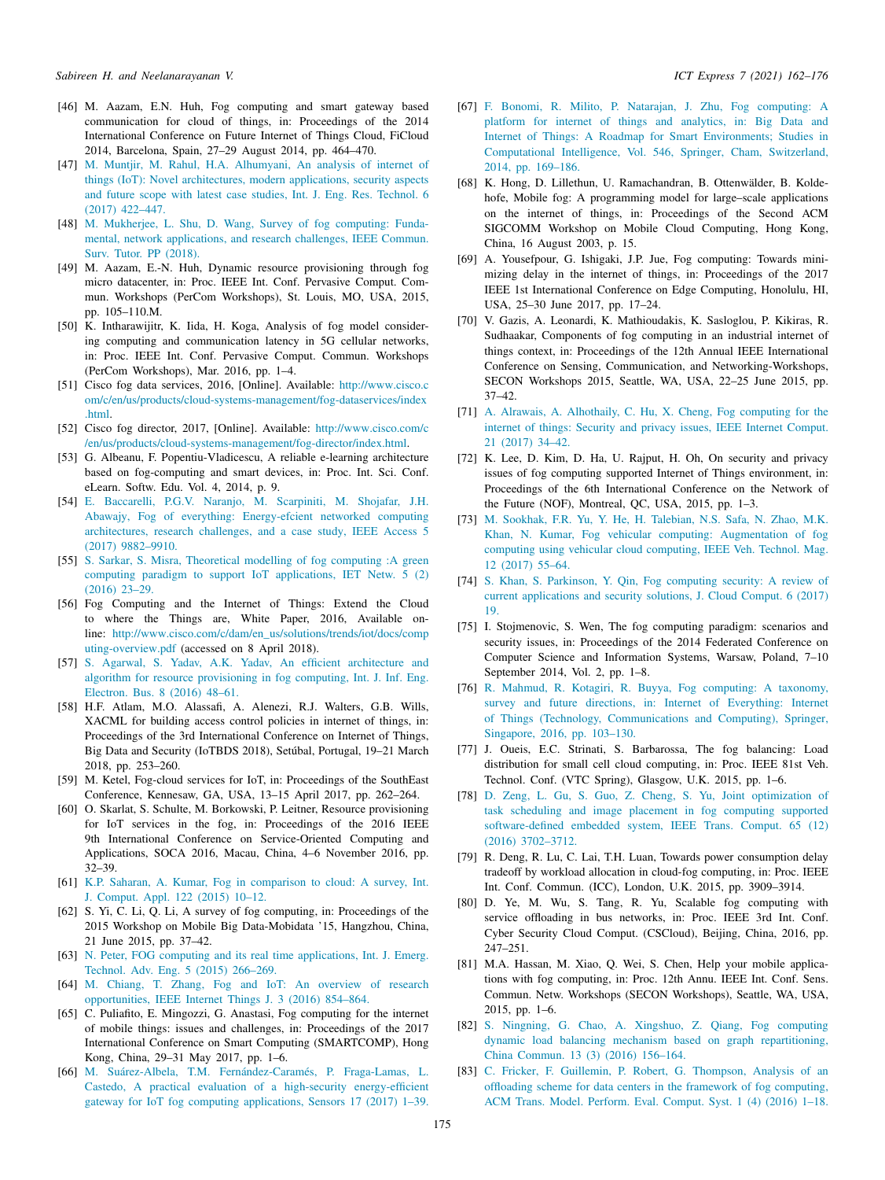[46] M. Aazam, E.N. Huh, Fog computing and smart gateway based communication for cloud of things, in: Proceedings of the 2014 International Conference on Future Internet of Things Cloud, FiCloud 2014, Barcelona, Spain, 27–29 August 2014, pp. 464–470.

[47] M. Muntjir, M. Rahul, H.A. Alhumyani, An analysis of internet of things (IoT): Novel architectures, modern applications, security aspects and future scope with latest case studies, Int. J. Eng. Res. Technol. 6 (2017) 422–447.

[48] M. Mukherjee, L. Shu, D. Wang, Survey of fog computing: Fundamental, network applications, and research challenges, IEEE Commun. Surv. Tutor. PP (2018).

[49] M. Aazam, E.-N. Huh, Dynamic resource provisioning through fog micro datacenter, in: Proc. IEEE Int. Conf. Pervasive Comput. Commun. Workshops (PerCom Workshops), St. Louis, MO, USA, 2015, pp. 105–110.M.

[50] K. Intharawijitr, K. Iida, H. Koga, Analysis of fog model considering computing and communication latency in 5G cellular networks, in: Proc. IEEE Int. Conf. Pervasive Comput. Commun. Workshops (PerCom Workshops), Mar. 2016, pp. 1–4.

[51] Cisco fog data services, 2016, [Online]. Available: http://www.cisco.com/c/en/us/products/cloud-systems-management/fog-dataservices/index.html.

[52] Cisco fog director, 2017, [Online]. Available: http://www.cisco.com/c/en/us/products/cloud-systems-management/fog-director/index.html.

[53] G. Albeanu, F. Popentiu-Vladicescu, A reliable e-learning architecture based on fog-computing and smart devices, in: Proc. Int. Sci. Conf. eLearn. Softw. Edu. Vol. 4, 2014, p. 9.

[54] E. Baccarelli, P.G.V. Naranjo, M. Scarpiniti, M. Shojafar, J.H. Abawajy, Fog of everything: Energy-efcient networked computing architectures, research challenges, and a case study, IEEE Access 5 (2017) 9882–9910.

[55] S. Sarkar, S. Misra, Theoretical modelling of fog computing :A green computing paradigm to support IoT applications, IET Netw. 5 (2) (2016) 23–29.

[56] Fog Computing and the Internet of Things: Extend the Cloud to where the Things are, White Paper, 2016, Available online: http://www.cisco.com/c/dam/en_us/solutions/trends/iot/docs/computing-overview.pdf (accessed on 8 April 2018).

[57] S. Agarwal, S. Yadav, A.K. Yadav, An efficient architecture and algorithm for resource provisioning in fog computing, Int. J. Inf. Eng. Electron. Bus. 8 (2016) 48–61.

[58] H.F. Atlam, M.O. Alassafi, A. Alenezi, R.J. Walters, G.B. Wills, XACML for building access control policies in internet of things, in: Proceedings of the 3rd International Conference on Internet of Things, Big Data and Security (IoTBDS 2018), Setúbal, Portugal, 19–21 March 2018, pp. 253–260.

[59] M. Ketel, Fog-cloud services for IoT, in: Proceedings of the SouthEast Conference, Kennesaw, GA, USA, 13–15 April 2017, pp. 262–264.

[60] O. Skarlat, S. Schulte, M. Borkowski, P. Leitner, Resource provisioning for IoT services in the fog, in: Proceedings of the 2016 IEEE 9th International Conference on Service-Oriented Computing and Applications, SOCA 2016, Macau, China, 4–6 November 2016, pp. 32–39.

[61] K.P. Saharan, A. Kumar, Fog in comparison to cloud: A survey, Int. J. Comput. Appl. 122 (2015) 10–12.

[62] S. Yi, C. Li, Q. Li, A survey of fog computing, in: Proceedings of the 2015 Workshop on Mobile Big Data-Mobidata '15, Hangzhou, China, 21 June 2015, pp. 37–42.

[63] N. Peter, FOG computing and its real time applications, Int. J. Emerg. Technol. Adv. Eng. 5 (2015) 266–269.

[64] M. Chiang, T. Zhang, Fog and IoT: An overview of research opportunities, IEEE Internet Things J. 3 (2016) 854–864.

[65] C. Puliafito, E. Mingozzi, G. Anastasi, Fog computing for the internet of mobile things: issues and challenges, in: Proceedings of the 2017 International Conference on Smart Computing (SMARTCOMP), Hong Kong, China, 29–31 May 2017, pp. 1–6.

[66] M. Suárez-Albela, T.M. Fernández-Caramés, P. Fraga-Lamas, L. Castedo, A practical evaluation of a high-security energy-efficient gateway for IoT fog computing applications, Sensors 17 (2017) 1–39.

[67] F. Bonomi, R. Milito, P. Natarajan, J. Zhu, Fog computing: A platform for internet of things and analytics, in: Big Data and Internet of Things: A Roadmap for Smart Environments; Studies in Computational Intelligence, Vol. 546, Springer, Cham, Switzerland, 2014, pp. 169–186.

[68] K. Hong, D. Lillethun, U. Ramachandran, B. Ottenwälder, B. Koldehofe, Mobile fog: A programming model for large–scale applications on the internet of things, in: Proceedings of the Second ACM SIGCOMM Workshop on Mobile Cloud Computing, Hong Kong, China, 16 August 2003, p. 15.

[69] A. Yousefpour, G. Ishigaki, J.P. Jue, Fog computing: Towards minimizing delay in the internet of things, in: Proceedings of the 2017 IEEE 1st International Conference on Edge Computing, Honolulu, HI, USA, 25–30 June 2017, pp. 17–24.

[70] V. Gazis, A. Leonardi, K. Mathioudakis, K. Sasloglou, P. Kikiras, R. Sudhaakar, Components of fog computing in an industrial internet of things context, in: Proceedings of the 12th Annual IEEE International Conference on Sensing, Communication, and Networking-Workshops, SECON Workshops 2015, Seattle, WA, USA, 22–25 June 2015, pp. 37–42.

[71] A. Alrawais, A. Alhothaily, C. Hu, X. Cheng, Fog computing for the internet of things: Security and privacy issues, IEEE Internet Comput. 21 (2017) 34–42.

[72] K. Lee, D. Kim, D. Ha, U. Rajput, H. Oh, On security and privacy issues of fog computing supported Internet of Things environment, in: Proceedings of the 6th International Conference on the Network of the Future (NOF), Montreal, QC, USA, 2015, pp. 1–3.

[73] M. Sookhak, F.R. Yu, Y. He, H. Talebian, N.S. Safa, N. Zhao, M.K. Khan, N. Kumar, Fog vehicular computing: Augmentation of fog computing using vehicular cloud computing, IEEE Veh. Technol. Mag. 12 (2017) 55–64.

[74] S. Khan, S. Parkinson, Y. Qin, Fog computing security: A review of current applications and security solutions, J. Cloud Comput. 6 (2017) 19.

[75] I. Stojmenovic, S. Wen, The fog computing paradigm: scenarios and security issues, in: Proceedings of the 2014 Federated Conference on Computer Science and Information Systems, Warsaw, Poland, 7–10 September 2014, Vol. 2, pp. 1–8.

[76] R. Mahmud, R. Kotagiri, R. Buyya, Fog computing: A taxonomy, survey and future directions, in: Internet of Everything: Internet of Things (Technology, Communications and Computing), Springer, Singapore, 2016, pp. 103–130.

[77] J. Oueis, E.C. Strinati, S. Barbarossa, The fog balancing: Load distribution for small cell cloud computing, in: Proc. IEEE 81st Veh. Technol. Conf. (VTC Spring), Glasgow, U.K. 2015, pp. 1–6.

[78] D. Zeng, L. Gu, S. Guo, Z. Cheng, S. Yu, Joint optimization of task scheduling and image placement in fog computing supported software-defined embedded system, IEEE Trans. Comput. 65 (12) (2016) 3702–3712.

[79] R. Deng, R. Lu, C. Lai, T.H. Luan, Towards power consumption delay tradeoff by workload allocation in cloud-fog computing, in: Proc. IEEE Int. Conf. Commun. (ICC), London, U.K. 2015, pp. 3909–3914.

[80] D. Ye, M. Wu, S. Tang, R. Yu, Scalable fog computing with service offloading in bus networks, in: Proc. IEEE 3rd Int. Conf. Cyber Security Cloud Comput. (CSCloud), Beijing, China, 2016, pp. 247–251.

[81] M.A. Hassan, M. Xiao, Q. Wei, S. Chen, Help your mobile applications with fog computing, in: Proc. 12th Annu. IEEE Int. Conf. Sens. Commun. Netw. Workshops (SECON Workshops), Seattle, WA, USA, 2015, pp. 1–6.

[82] S. Ningning, G. Chao, A. Xingshuo, Z. Qiang, Fog computing dynamic load balancing mechanism based on graph repartitioning, China Commun. 13 (3) (2016) 156–164.

[83] C. Fricker, F. Guillemin, P. Robert, G. Thompson, Analysis of an offloading scheme for data centers in the framework of fog computing, ACM Trans. Model. Perform. Eval. Comput. Syst. 1 (4) (2016) 1–18.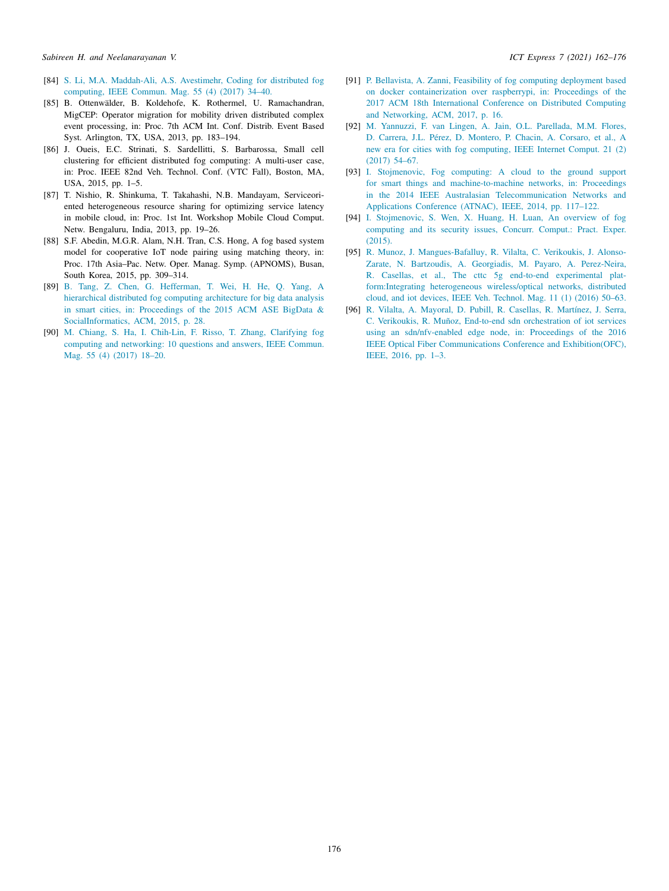[84] S. Li, M.A. Maddah-Ali, A.S. Avestimehr, Coding for distributed fog computing, IEEE Commun. Mag. 55 (4) (2017) 34–40.

[85] B. Ottenwälder, B. Koldehofe, K. Rothermel, U. Ramachandran, MigCEP: Operator migration for mobility driven distributed complex event processing, in: Proc. 7th ACM Int. Conf. Distrib. Event Based Syst. Arlington, TX, USA, 2013, pp. 183–194.

[86] J. Oueis, E.C. Strinati, S. Sardellitti, S. Barbarossa, Small cell clustering for efficient distributed fog computing: A multi-user case, in: Proc. IEEE 82nd Veh. Technol. Conf. (VTC Fall), Boston, MA, USA, 2015, pp. 1–5.

[87] T. Nishio, R. Shinkuma, T. Takahashi, N.B. Mandayam, Serviceoriented heterogeneous resource sharing for optimizing service latency in mobile cloud, in: Proc. 1st Int. Workshop Mobile Cloud Comput. Netw. Bengaluru, India, 2013, pp. 19–26.

[88] S.F. Abedin, M.G.R. Alam, N.H. Tran, C.S. Hong, A fog based system model for cooperative IoT node pairing using matching theory, in: Proc. 17th Asia–Pac. Netw. Oper. Manag. Symp. (APNOMS), Busan, South Korea, 2015, pp. 309–314.

[89] B. Tang, Z. Chen, G. Hefferman, T. Wei, H. He, Q. Yang, A hierarchical distributed fog computing architecture for big data analysis in smart cities, in: Proceedings of the 2015 ACM ASE BigData & SocialInformatics, ACM, 2015, p. 28.

[90] M. Chiang, S. Ha, I. Chih-Lin, F. Risso, T. Zhang, Clarifying fog computing and networking: 10 questions and answers, IEEE Commun. Mag. 55 (4) (2017) 18–20.

[91] P. Bellavista, A. Zanni, Feasibility of fog computing deployment based on docker containerization over raspberrypi, in: Proceedings of the 2017 ACM 18th International Conference on Distributed Computing and Networking, ACM, 2017, p. 16.

[92] M. Yannuzzi, F. van Lingen, A. Jain, O.L. Parellada, M.M. Flores, D. Carrera, J.L. Pérez, D. Montero, P. Chacin, A. Corsaro, et al., A new era for cities with fog computing, IEEE Internet Comput. 21 (2) (2017) 54–67.

[93] I. Stojmenovic, Fog computing: A cloud to the ground support for smart things and machine-to-machine networks, in: Proceedings in the 2014 IEEE Australasian Telecommunication Networks and Applications Conference (ATNAC), IEEE, 2014, pp. 117–122.

[94] I. Stojmenovic, S. Wen, X. Huang, H. Luan, An overview of fog computing and its security issues, Concurr. Comput.: Pract. Exper. (2015).

[95] R. Munoz, J. Mangues-Bafalluy, R. Vilalta, C. Verikoukis, J. Alonso-Zarate, N. Bartzoudis, A. Georgiadis, M. Payaro, A. Perez-Neira, R. Casellas, et al., The cttc 5g end-to-end experimental platform:Integrating heterogeneous wireless/optical networks, distributed cloud, and iot devices, IEEE Veh. Technol. Mag. 11 (1) (2016) 50–63.

[96] R. Vilalta, A. Mayoral, D. Pubill, R. Casellas, R. Martínez, J. Serra, C. Verikoukis, R. Muñoz, End-to-end sdn orchestration of iot services using an sdn/nfv-enabled edge node, in: Proceedings of the 2016 IEEE Optical Fiber Communications Conference and Exhibition(OFC), IEEE, 2016, pp. 1–3.